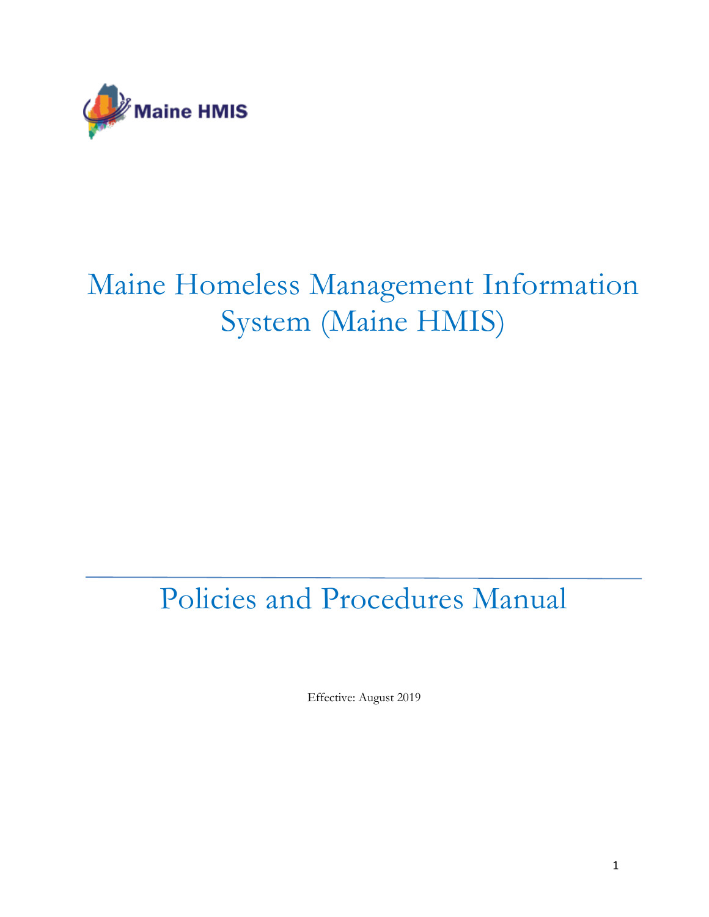Maine HMIS

# Maine Homeless Management Information System (Maine HMIS)

---

# Policies and Procedures Manual

Effective: August 2019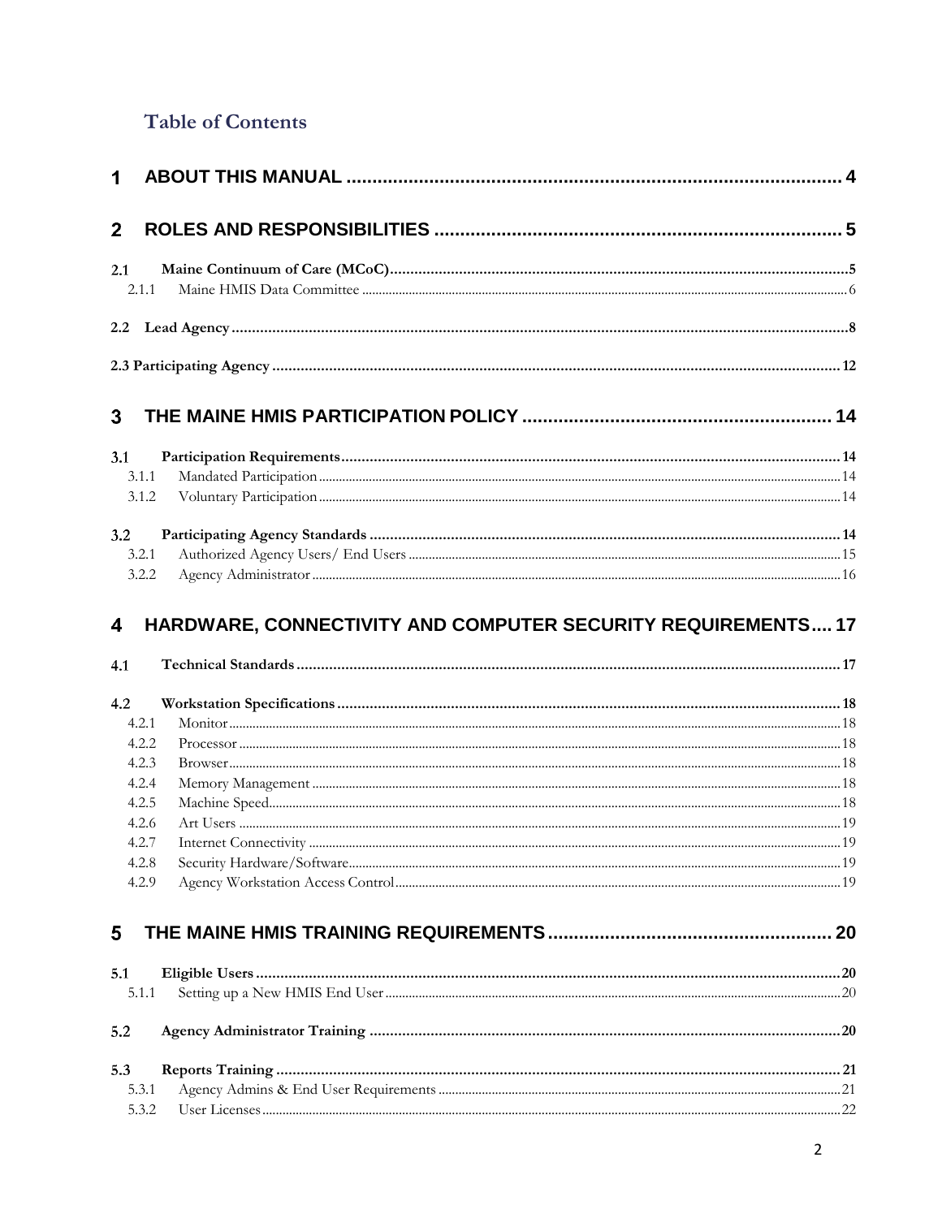## Table of Contents

**1 ABOUT THIS MANUAL .................................................................................................... 4**

**2 ROLES AND RESPONSIBILITIES ................................................................................ 5**

**2.1 Maine Continuum of Care (MCoC)..................................................................................5**

2.1.1 Maine HMIS Data Committee ...................................................................................6

**2.2 Lead Agency ..........................................................................................................8**

**2.3 Participating Agency ..............................................................................................12**

**3 THE MAINE HMIS PARTICIPATION POLICY .............................................................. 14**

**3.1 Participation Requirements..........................................................................................14**

3.1.1 Mandated Participation ...........................................................................................14

3.1.2 Voluntary Participation ...........................................................................................14

**3.2 Participating Agency Standards ...................................................................................14**

3.2.1 Authorized Agency Users/ End Users ......................................................................15

3.2.2 Agency Administrator .............................................................................................16

**4 HARDWARE, CONNECTIVITY AND COMPUTER SECURITY REQUIREMENTS.... 17**

**4.1 Technical Standards ......................................................................................................17**

**4.2 Workstation Specifications ...........................................................................................18**

4.2.1 Monitor ...................................................................................................................18

4.2.2 Processor ................................................................................................................18

4.2.3 Browser ..................................................................................................................18

4.2.4 Memory Management ..............................................................................................18

4.2.5 Machine Speed........................................................................................................18

4.2.6 Art Users ................................................................................................................19

4.2.7 Internet Connectivity ...............................................................................................19

4.2.8 Security Hardware/Software.....................................................................................19

4.2.9 Agency Workstation Access Control ........................................................................19

**5 THE MAINE HMIS TRAINING REQUIREMENTS ........................................................ 20**

**5.1 Eligible Users ...............................................................................................................20**

5.1.1 Setting up a New HMIS End User ...........................................................................20

**5.2 Agency Administrator Training ...................................................................................20**

**5.3 Reports Training ..........................................................................................................21**

5.3.1 Agency Admins & End User Requirements ..............................................................21

5.3.2 User Licenses ..........................................................................................................22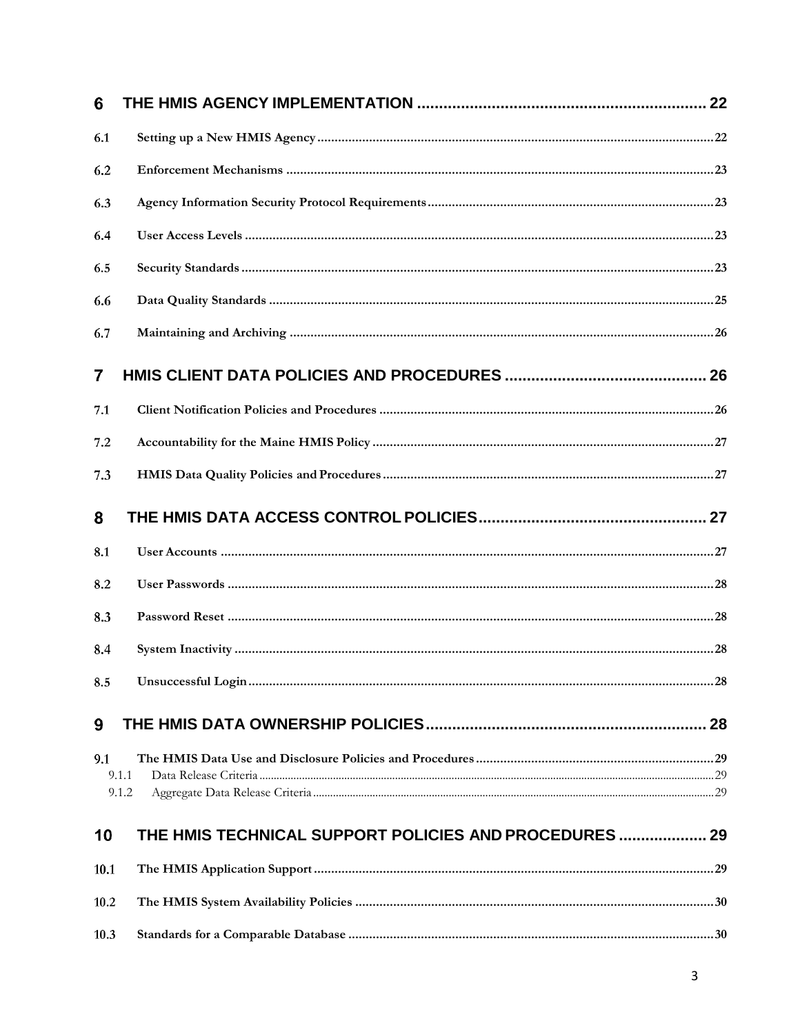**6 THE HMIS AGENCY IMPLEMENTATION .................................................................. 22**

6.1 Setting up a New HMIS Agency ..................................................................................... 22

6.2 Enforcement Mechanisms ............................................................................................ 23

6.3 Agency Information Security Protocol Requirements .................................................. 23

6.4 User Access Levels ....................................................................................................... 23

6.5 Security Standards ........................................................................................................ 23

6.6 Data Quality Standards ................................................................................................. 25

6.7 Maintaining and Archiving ........................................................................................... 26

**7 HMIS CLIENT DATA POLICIES AND PROCEDURES .............................................. 26**

7.1 Client Notification Policies and Procedures ................................................................. 26

7.2 Accountability for the Maine HMIS Policy .................................................................. 27

7.3 HMIS Data Quality Policies and Procedures ............................................................... 27

**8 THE HMIS DATA ACCESS CONTROL POLICIES .................................................... 27**

8.1 User Accounts .............................................................................................................. 27

8.2 User Passwords ............................................................................................................ 28

8.3 Password Reset ............................................................................................................ 28

8.4 System Inactivity .......................................................................................................... 28

8.5 Unsuccessful Login ...................................................................................................... 28

**9 THE HMIS DATA OWNERSHIP POLICIES ................................................................ 28**

9.1 The HMIS Data Use and Disclosure Policies and Procedures ..................................... 29

9.1.1 Data Release Criteria ................................................................................................. 29

9.1.2 Aggregate Data Release Criteria ............................................................................... 29

**10 THE HMIS TECHNICAL SUPPORT POLICIES AND PROCEDURES .................... 29**

10.1 The HMIS Application Support .................................................................................. 29

10.2 The HMIS System Availability Policies ..................................................................... 30

10.3 Standards for a Comparable Database ........................................................................ 30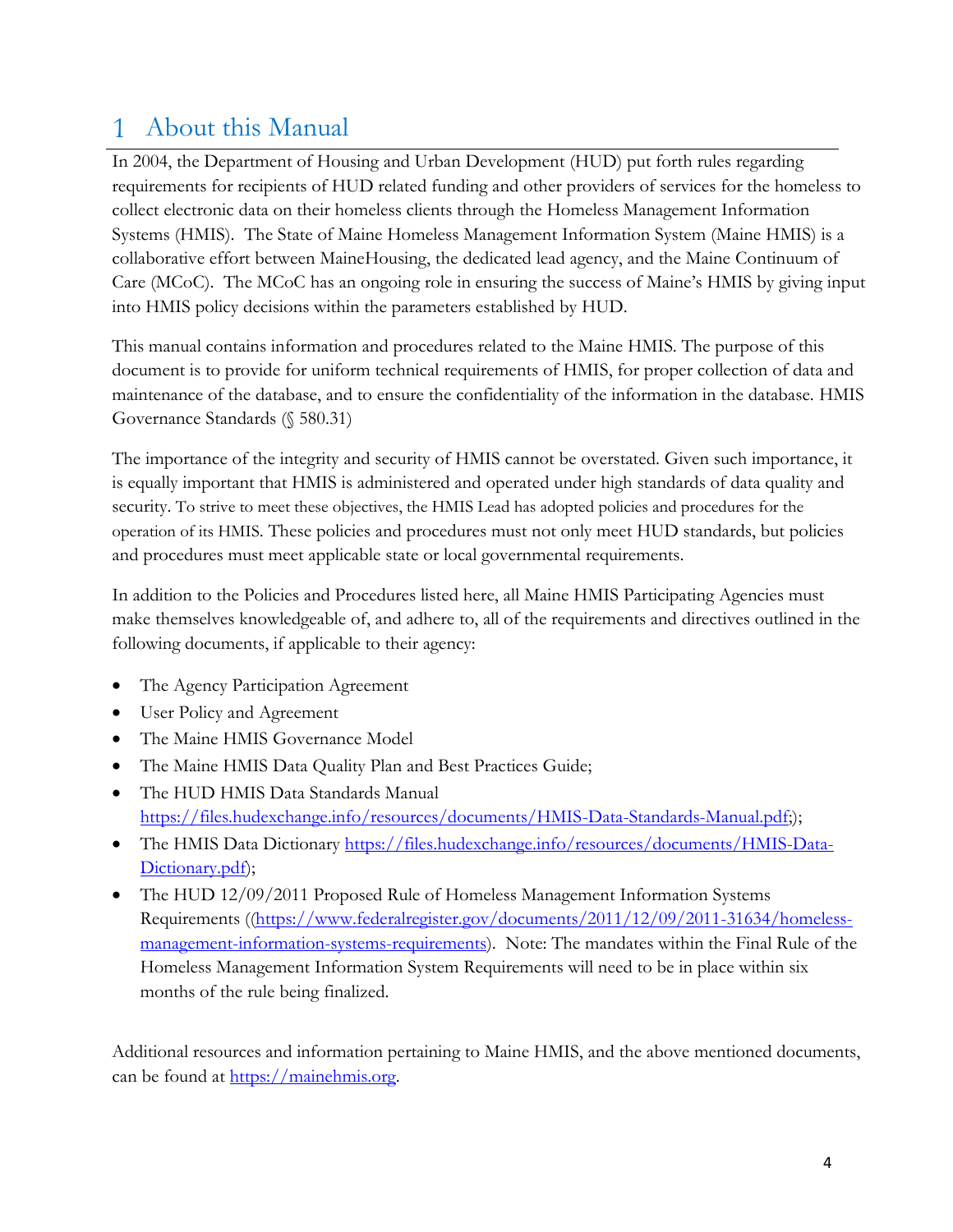# 1 About this Manual

In 2004, the Department of Housing and Urban Development (HUD) put forth rules regarding requirements for recipients of HUD related funding and other providers of services for the homeless to collect electronic data on their homeless clients through the Homeless Management Information Systems (HMIS). The State of Maine Homeless Management Information System (Maine HMIS) is a collaborative effort between MaineHousing, the dedicated lead agency, and the Maine Continuum of Care (MCoC). The MCoC has an ongoing role in ensuring the success of Maine's HMIS by giving input into HMIS policy decisions within the parameters established by HUD.

This manual contains information and procedures related to the Maine HMIS. The purpose of this document is to provide for uniform technical requirements of HMIS, for proper collection of data and maintenance of the database, and to ensure the confidentiality of the information in the database. HMIS Governance Standards (§ 580.31)

The importance of the integrity and security of HMIS cannot be overstated. Given such importance, it is equally important that HMIS is administered and operated under high standards of data quality and security. To strive to meet these objectives, the HMIS Lead has adopted policies and procedures for the operation of its HMIS. These policies and procedures must not only meet HUD standards, but policies and procedures must meet applicable state or local governmental requirements.

In addition to the Policies and Procedures listed here, all Maine HMIS Participating Agencies must make themselves knowledgeable of, and adhere to, all of the requirements and directives outlined in the following documents, if applicable to their agency:

- The Agency Participation Agreement
- User Policy and Agreement
- The Maine HMIS Governance Model
- The Maine HMIS Data Quality Plan and Best Practices Guide;
- The HUD HMIS Data Standards Manual https://files.hudexchange.info/resources/documents/HMIS-Data-Standards-Manual.pdf;);
- The HMIS Data Dictionary https://files.hudexchange.info/resources/documents/HMIS-Data-Dictionary.pdf);
- The HUD 12/09/2011 Proposed Rule of Homeless Management Information Systems Requirements ((https://www.federalregister.gov/documents/2011/12/09/2011-31634/homeless-management-information-systems-requirements). Note: The mandates within the Final Rule of the Homeless Management Information System Requirements will need to be in place within six months of the rule being finalized.

Additional resources and information pertaining to Maine HMIS, and the above mentioned documents, can be found at https://mainehmis.org.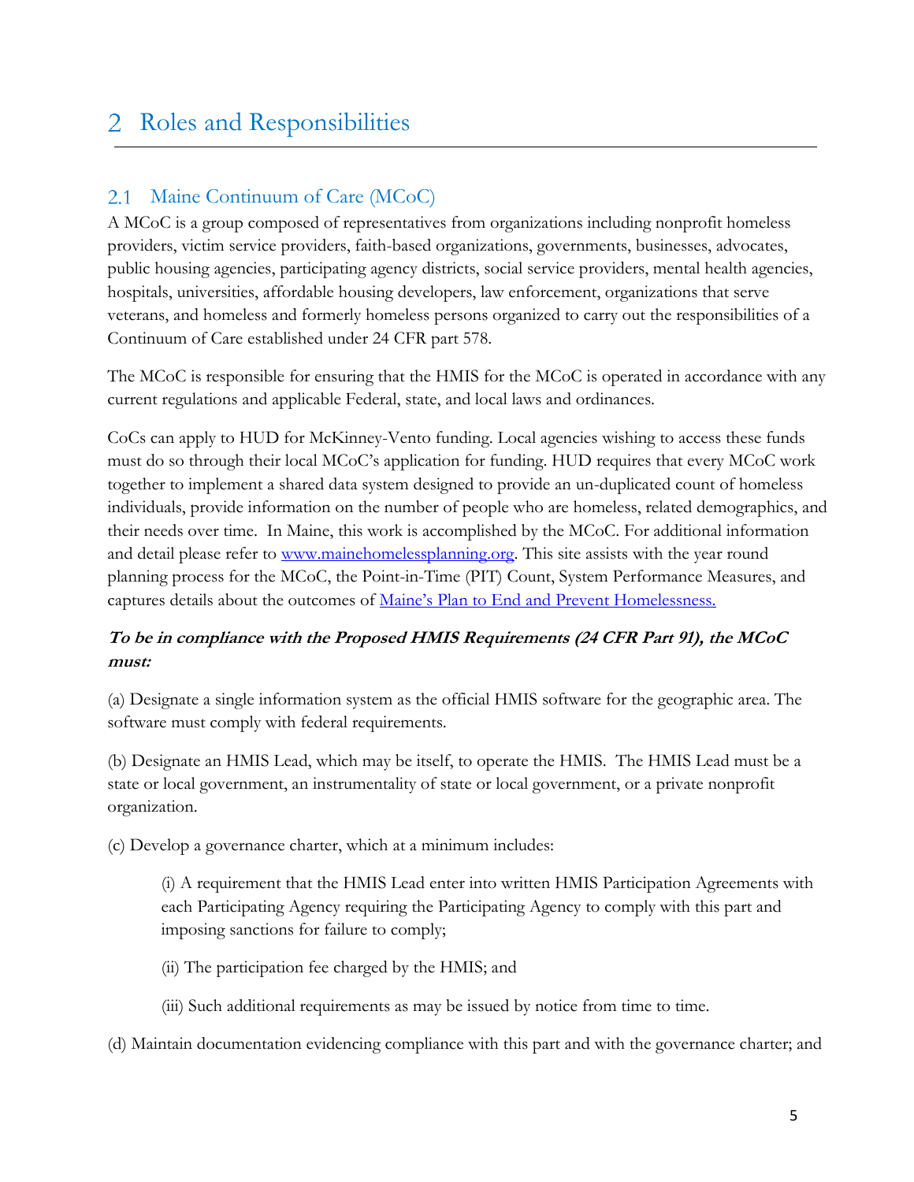# 2 Roles and Responsibilities

## 2.1 Maine Continuum of Care (MCoC)

A MCoC is a group composed of representatives from organizations including nonprofit homeless providers, victim service providers, faith-based organizations, governments, businesses, advocates, public housing agencies, participating agency districts, social service providers, mental health agencies, hospitals, universities, affordable housing developers, law enforcement, organizations that serve veterans, and homeless and formerly homeless persons organized to carry out the responsibilities of a Continuum of Care established under 24 CFR part 578.

The MCoC is responsible for ensuring that the HMIS for the MCoC is operated in accordance with any current regulations and applicable Federal, state, and local laws and ordinances.

CoCs can apply to HUD for McKinney-Vento funding. Local agencies wishing to access these funds must do so through their local MCoC's application for funding. HUD requires that every MCoC work together to implement a shared data system designed to provide an un-duplicated count of homeless individuals, provide information on the number of people who are homeless, related demographics, and their needs over time. In Maine, this work is accomplished by the MCoC. For additional information and detail please refer to [www.mainehomelessplanning.org](www.mainehomelessplanning.org). This site assists with the year round planning process for the MCoC, the Point-in-Time (PIT) Count, System Performance Measures, and captures details about the outcomes of [Maine's Plan to End and Prevent Homelessness.]()

***To be in compliance with the Proposed HMIS Requirements (24 CFR Part 91), the MCoC must:***

(a) Designate a single information system as the official HMIS software for the geographic area. The software must comply with federal requirements.

(b) Designate an HMIS Lead, which may be itself, to operate the HMIS. The HMIS Lead must be a state or local government, an instrumentality of state or local government, or a private nonprofit organization.

(c) Develop a governance charter, which at a minimum includes:

> (i) A requirement that the HMIS Lead enter into written HMIS Participation Agreements with each Participating Agency requiring the Participating Agency to comply with this part and imposing sanctions for failure to comply;
>
> (ii) The participation fee charged by the HMIS; and
>
> (iii) Such additional requirements as may be issued by notice from time to time.

(d) Maintain documentation evidencing compliance with this part and with the governance charter; and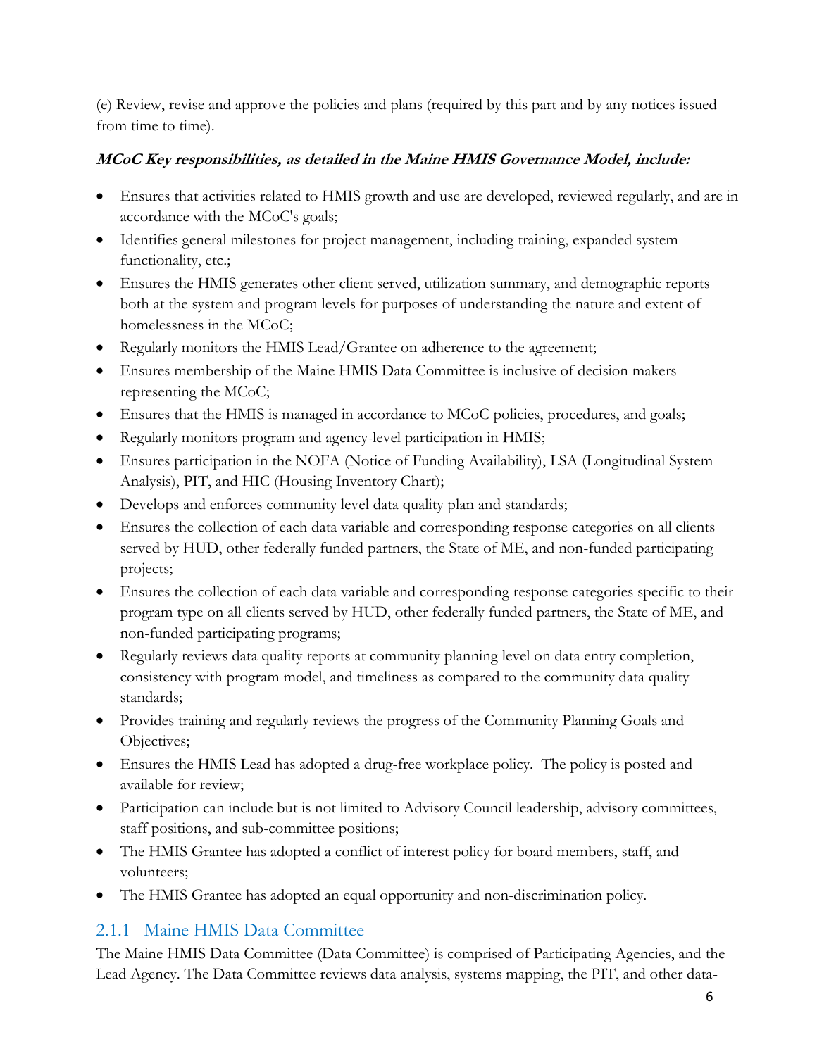(e) Review, revise and approve the policies and plans (required by this part and by any notices issued from time to time).

***MCoC Key responsibilities, as detailed in the Maine HMIS Governance Model, include:***

- Ensures that activities related to HMIS growth and use are developed, reviewed regularly, and are in accordance with the MCoC's goals;
- Identifies general milestones for project management, including training, expanded system functionality, etc.;
- Ensures the HMIS generates other client served, utilization summary, and demographic reports both at the system and program levels for purposes of understanding the nature and extent of homelessness in the MCoC;
- Regularly monitors the HMIS Lead/Grantee on adherence to the agreement;
- Ensures membership of the Maine HMIS Data Committee is inclusive of decision makers representing the MCoC;
- Ensures that the HMIS is managed in accordance to MCoC policies, procedures, and goals;
- Regularly monitors program and agency-level participation in HMIS;
- Ensures participation in the NOFA (Notice of Funding Availability), LSA (Longitudinal System Analysis), PIT, and HIC (Housing Inventory Chart);
- Develops and enforces community level data quality plan and standards;
- Ensures the collection of each data variable and corresponding response categories on all clients served by HUD, other federally funded partners, the State of ME, and non-funded participating projects;
- Ensures the collection of each data variable and corresponding response categories specific to their program type on all clients served by HUD, other federally funded partners, the State of ME, and non-funded participating programs;
- Regularly reviews data quality reports at community planning level on data entry completion, consistency with program model, and timeliness as compared to the community data quality standards;
- Provides training and regularly reviews the progress of the Community Planning Goals and Objectives;
- Ensures the HMIS Lead has adopted a drug-free workplace policy. The policy is posted and available for review;
- Participation can include but is not limited to Advisory Council leadership, advisory committees, staff positions, and sub-committee positions;
- The HMIS Grantee has adopted a conflict of interest policy for board members, staff, and volunteers;
- The HMIS Grantee has adopted an equal opportunity and non-discrimination policy.

### 2.1.1 Maine HMIS Data Committee

The Maine HMIS Data Committee (Data Committee) is comprised of Participating Agencies, and the Lead Agency. The Data Committee reviews data analysis, systems mapping, the PIT, and other data-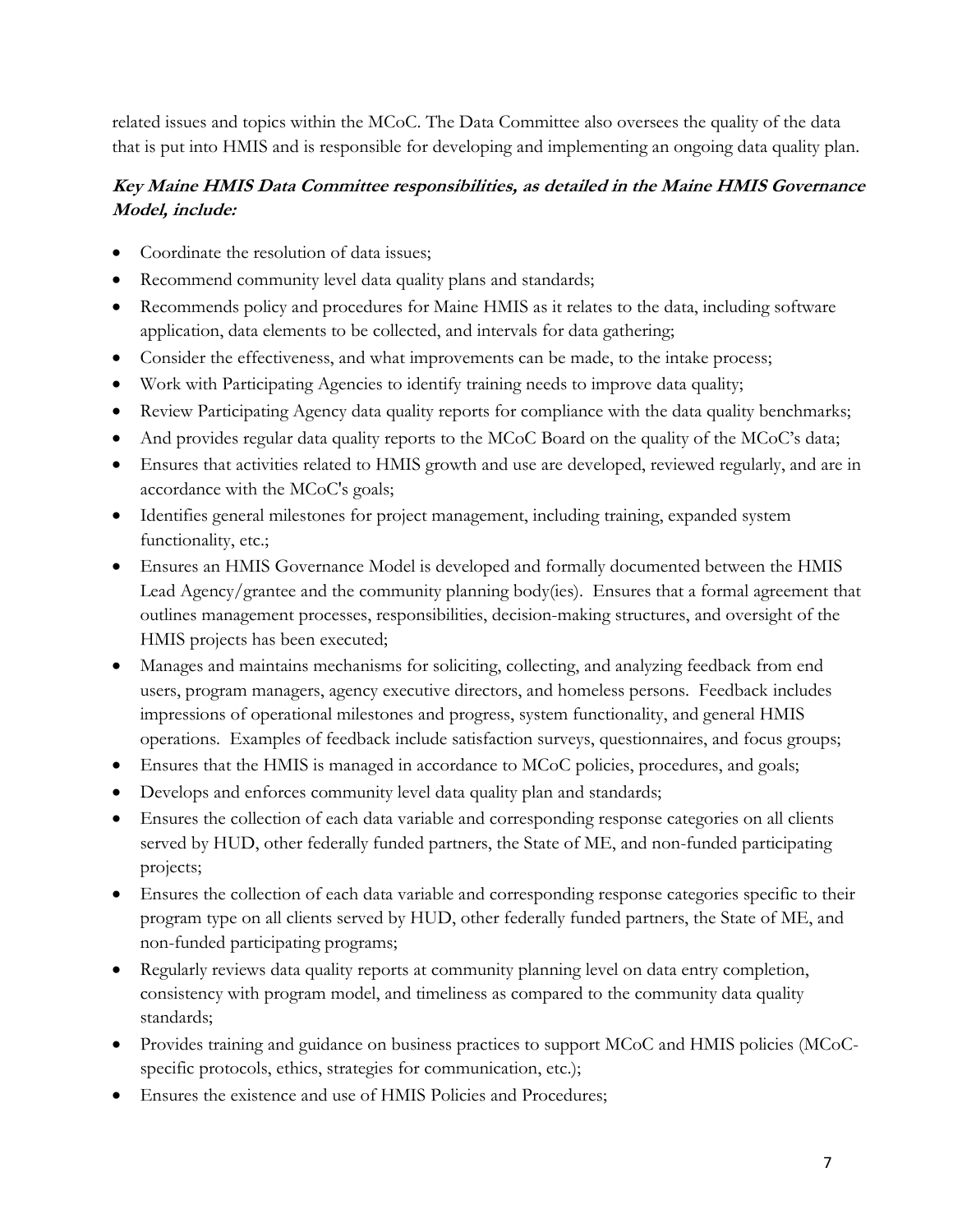related issues and topics within the MCoC. The Data Committee also oversees the quality of the data that is put into HMIS and is responsible for developing and implementing an ongoing data quality plan.

***Key Maine HMIS Data Committee responsibilities, as detailed in the Maine HMIS Governance Model, include:***

- Coordinate the resolution of data issues;
- Recommend community level data quality plans and standards;
- Recommends policy and procedures for Maine HMIS as it relates to the data, including software application, data elements to be collected, and intervals for data gathering;
- Consider the effectiveness, and what improvements can be made, to the intake process;
- Work with Participating Agencies to identify training needs to improve data quality;
- Review Participating Agency data quality reports for compliance with the data quality benchmarks;
- And provides regular data quality reports to the MCoC Board on the quality of the MCoC's data;
- Ensures that activities related to HMIS growth and use are developed, reviewed regularly, and are in accordance with the MCoC's goals;
- Identifies general milestones for project management, including training, expanded system functionality, etc.;
- Ensures an HMIS Governance Model is developed and formally documented between the HMIS Lead Agency/grantee and the community planning body(ies). Ensures that a formal agreement that outlines management processes, responsibilities, decision-making structures, and oversight of the HMIS projects has been executed;
- Manages and maintains mechanisms for soliciting, collecting, and analyzing feedback from end users, program managers, agency executive directors, and homeless persons. Feedback includes impressions of operational milestones and progress, system functionality, and general HMIS operations. Examples of feedback include satisfaction surveys, questionnaires, and focus groups;
- Ensures that the HMIS is managed in accordance to MCoC policies, procedures, and goals;
- Develops and enforces community level data quality plan and standards;
- Ensures the collection of each data variable and corresponding response categories on all clients served by HUD, other federally funded partners, the State of ME, and non-funded participating projects;
- Ensures the collection of each data variable and corresponding response categories specific to their program type on all clients served by HUD, other federally funded partners, the State of ME, and non-funded participating programs;
- Regularly reviews data quality reports at community planning level on data entry completion, consistency with program model, and timeliness as compared to the community data quality standards;
- Provides training and guidance on business practices to support MCoC and HMIS policies (MCoC-specific protocols, ethics, strategies for communication, etc.);
- Ensures the existence and use of HMIS Policies and Procedures;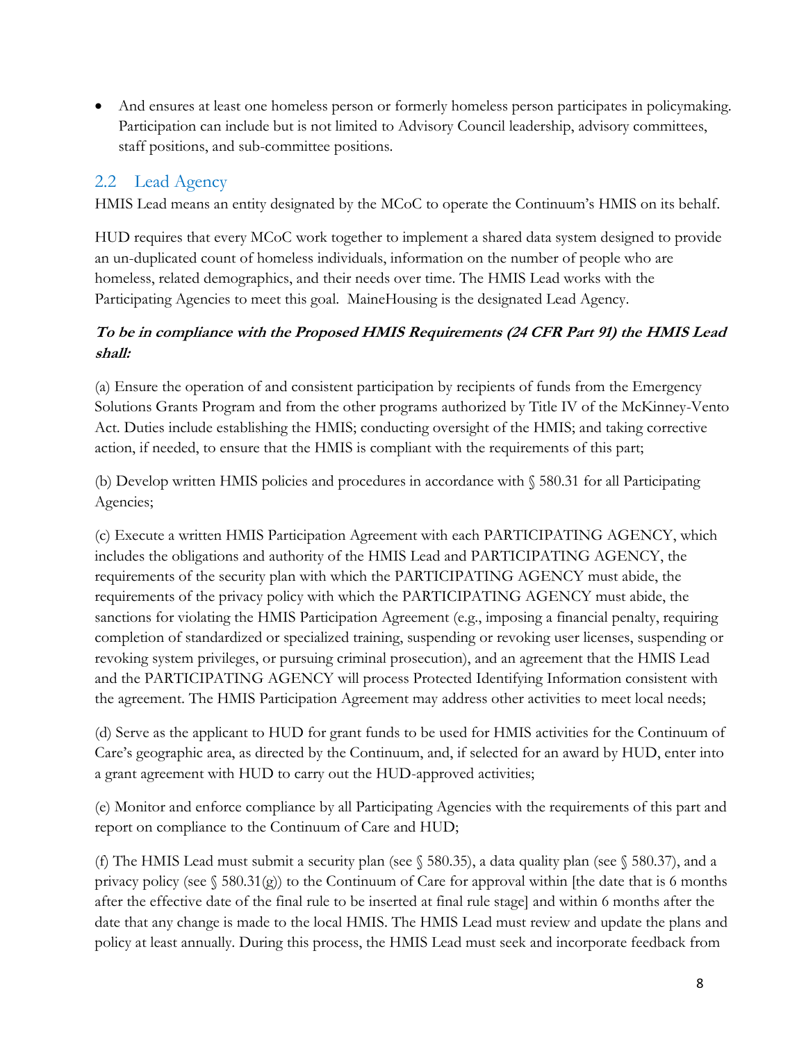- And ensures at least one homeless person or formerly homeless person participates in policymaking. Participation can include but is not limited to Advisory Council leadership, advisory committees, staff positions, and sub-committee positions.

## 2.2 Lead Agency

HMIS Lead means an entity designated by the MCoC to operate the Continuum's HMIS on its behalf.

HUD requires that every MCoC work together to implement a shared data system designed to provide an un-duplicated count of homeless individuals, information on the number of people who are homeless, related demographics, and their needs over time. The HMIS Lead works with the Participating Agencies to meet this goal. MaineHousing is the designated Lead Agency.

***To be in compliance with the Proposed HMIS Requirements (24 CFR Part 91) the HMIS Lead shall:***

(a) Ensure the operation of and consistent participation by recipients of funds from the Emergency Solutions Grants Program and from the other programs authorized by Title IV of the McKinney-Vento Act. Duties include establishing the HMIS; conducting oversight of the HMIS; and taking corrective action, if needed, to ensure that the HMIS is compliant with the requirements of this part;

(b) Develop written HMIS policies and procedures in accordance with § 580.31 for all Participating Agencies;

(c) Execute a written HMIS Participation Agreement with each PARTICIPATING AGENCY, which includes the obligations and authority of the HMIS Lead and PARTICIPATING AGENCY, the requirements of the security plan with which the PARTICIPATING AGENCY must abide, the requirements of the privacy policy with which the PARTICIPATING AGENCY must abide, the sanctions for violating the HMIS Participation Agreement (e.g., imposing a financial penalty, requiring completion of standardized or specialized training, suspending or revoking user licenses, suspending or revoking system privileges, or pursuing criminal prosecution), and an agreement that the HMIS Lead and the PARTICIPATING AGENCY will process Protected Identifying Information consistent with the agreement. The HMIS Participation Agreement may address other activities to meet local needs;

(d) Serve as the applicant to HUD for grant funds to be used for HMIS activities for the Continuum of Care's geographic area, as directed by the Continuum, and, if selected for an award by HUD, enter into a grant agreement with HUD to carry out the HUD-approved activities;

(e) Monitor and enforce compliance by all Participating Agencies with the requirements of this part and report on compliance to the Continuum of Care and HUD;

(f) The HMIS Lead must submit a security plan (see § 580.35), a data quality plan (see § 580.37), and a privacy policy (see § 580.31(g)) to the Continuum of Care for approval within [the date that is 6 months after the effective date of the final rule to be inserted at final rule stage] and within 6 months after the date that any change is made to the local HMIS. The HMIS Lead must review and update the plans and policy at least annually. During this process, the HMIS Lead must seek and incorporate feedback from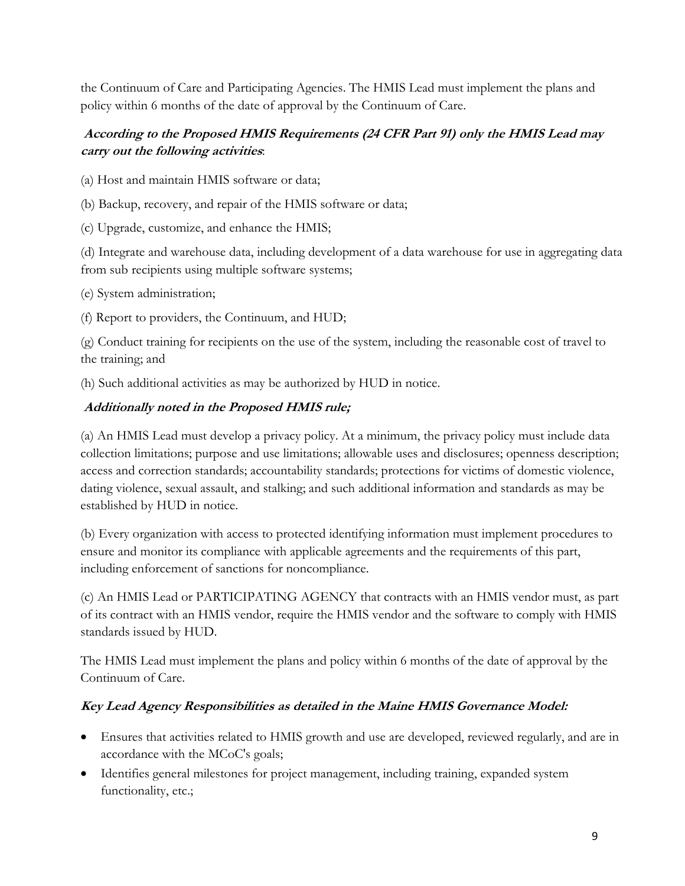the Continuum of Care and Participating Agencies. The HMIS Lead must implement the plans and policy within 6 months of the date of approval by the Continuum of Care.

***According to the Proposed HMIS Requirements (24 CFR Part 91) only the HMIS Lead may carry out the following activities*:**

(a) Host and maintain HMIS software or data;

(b) Backup, recovery, and repair of the HMIS software or data;

(c) Upgrade, customize, and enhance the HMIS;

(d) Integrate and warehouse data, including development of a data warehouse for use in aggregating data from sub recipients using multiple software systems;

(e) System administration;

(f) Report to providers, the Continuum, and HUD;

(g) Conduct training for recipients on the use of the system, including the reasonable cost of travel to the training; and

(h) Such additional activities as may be authorized by HUD in notice.

***Additionally noted in the Proposed HMIS rule;***

(a) An HMIS Lead must develop a privacy policy. At a minimum, the privacy policy must include data collection limitations; purpose and use limitations; allowable uses and disclosures; openness description; access and correction standards; accountability standards; protections for victims of domestic violence, dating violence, sexual assault, and stalking; and such additional information and standards as may be established by HUD in notice.

(b) Every organization with access to protected identifying information must implement procedures to ensure and monitor its compliance with applicable agreements and the requirements of this part, including enforcement of sanctions for noncompliance.

(c) An HMIS Lead or PARTICIPATING AGENCY that contracts with an HMIS vendor must, as part of its contract with an HMIS vendor, require the HMIS vendor and the software to comply with HMIS standards issued by HUD.

The HMIS Lead must implement the plans and policy within 6 months of the date of approval by the Continuum of Care.

***Key Lead Agency Responsibilities as detailed in the Maine HMIS Governance Model:***

- Ensures that activities related to HMIS growth and use are developed, reviewed regularly, and are in accordance with the MCoC's goals;
- Identifies general milestones for project management, including training, expanded system functionality, etc.;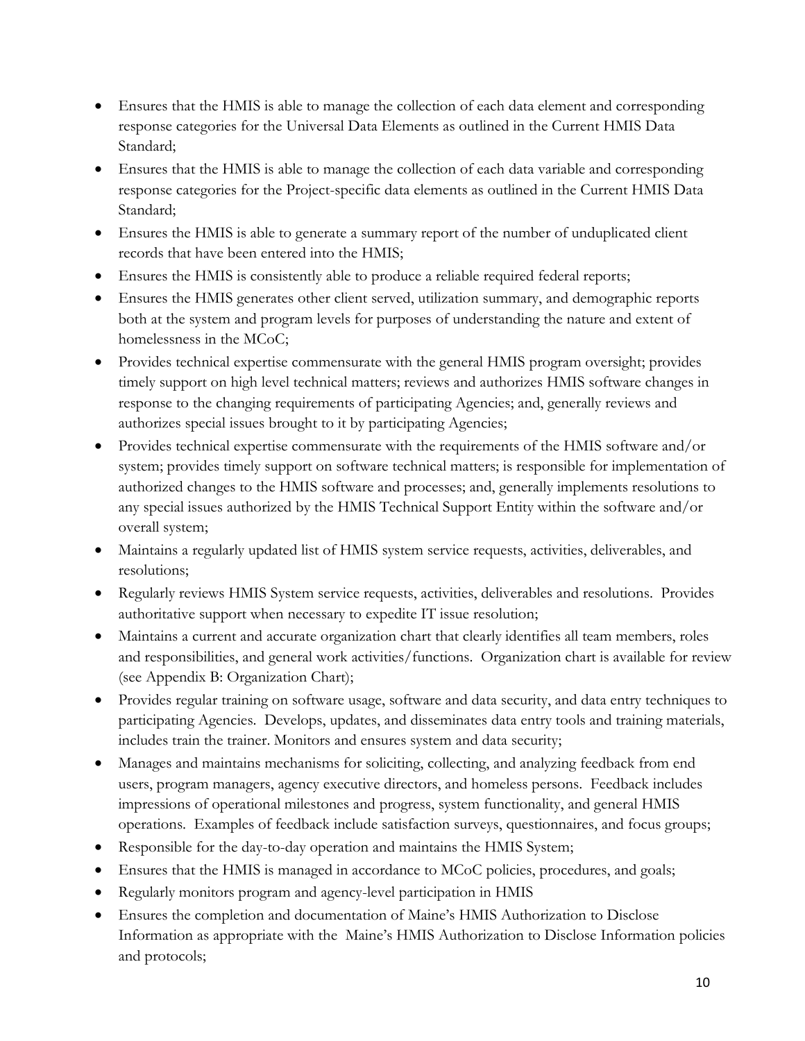- Ensures that the HMIS is able to manage the collection of each data element and corresponding response categories for the Universal Data Elements as outlined in the Current HMIS Data Standard;
- Ensures that the HMIS is able to manage the collection of each data variable and corresponding response categories for the Project-specific data elements as outlined in the Current HMIS Data Standard;
- Ensures the HMIS is able to generate a summary report of the number of unduplicated client records that have been entered into the HMIS;
- Ensures the HMIS is consistently able to produce a reliable required federal reports;
- Ensures the HMIS generates other client served, utilization summary, and demographic reports both at the system and program levels for purposes of understanding the nature and extent of homelessness in the MCoC;
- Provides technical expertise commensurate with the general HMIS program oversight; provides timely support on high level technical matters; reviews and authorizes HMIS software changes in response to the changing requirements of participating Agencies; and, generally reviews and authorizes special issues brought to it by participating Agencies;
- Provides technical expertise commensurate with the requirements of the HMIS software and/or system; provides timely support on software technical matters; is responsible for implementation of authorized changes to the HMIS software and processes; and, generally implements resolutions to any special issues authorized by the HMIS Technical Support Entity within the software and/or overall system;
- Maintains a regularly updated list of HMIS system service requests, activities, deliverables, and resolutions;
- Regularly reviews HMIS System service requests, activities, deliverables and resolutions. Provides authoritative support when necessary to expedite IT issue resolution;
- Maintains a current and accurate organization chart that clearly identifies all team members, roles and responsibilities, and general work activities/functions. Organization chart is available for review (see Appendix B: Organization Chart);
- Provides regular training on software usage, software and data security, and data entry techniques to participating Agencies. Develops, updates, and disseminates data entry tools and training materials, includes train the trainer. Monitors and ensures system and data security;
- Manages and maintains mechanisms for soliciting, collecting, and analyzing feedback from end users, program managers, agency executive directors, and homeless persons. Feedback includes impressions of operational milestones and progress, system functionality, and general HMIS operations. Examples of feedback include satisfaction surveys, questionnaires, and focus groups;
- Responsible for the day-to-day operation and maintains the HMIS System;
- Ensures that the HMIS is managed in accordance to MCoC policies, procedures, and goals;
- Regularly monitors program and agency-level participation in HMIS
- Ensures the completion and documentation of Maine's HMIS Authorization to Disclose Information as appropriate with the Maine's HMIS Authorization to Disclose Information policies and protocols;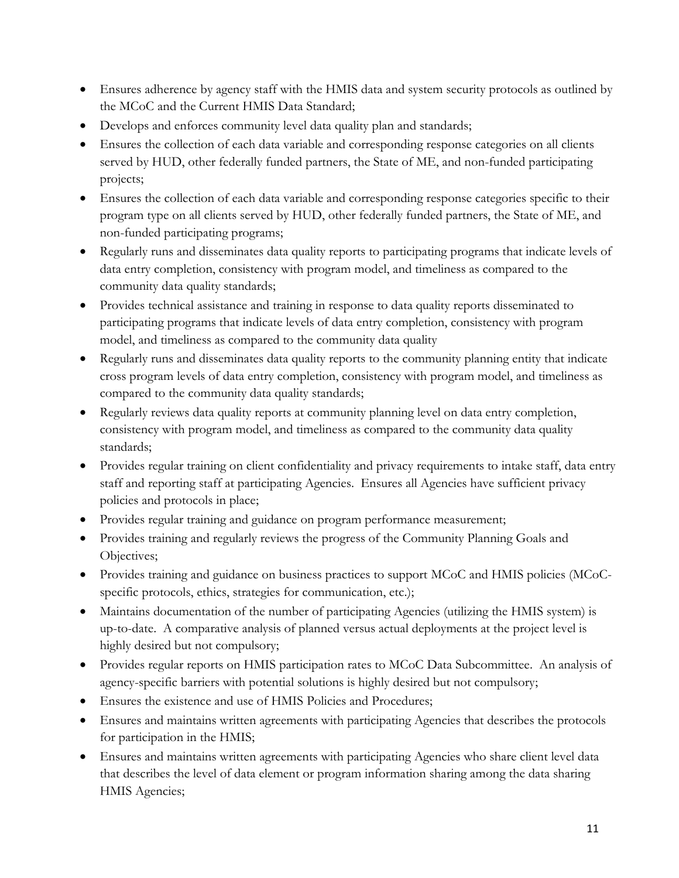- Ensures adherence by agency staff with the HMIS data and system security protocols as outlined by the MCoC and the Current HMIS Data Standard;
- Develops and enforces community level data quality plan and standards;
- Ensures the collection of each data variable and corresponding response categories on all clients served by HUD, other federally funded partners, the State of ME, and non-funded participating projects;
- Ensures the collection of each data variable and corresponding response categories specific to their program type on all clients served by HUD, other federally funded partners, the State of ME, and non-funded participating programs;
- Regularly runs and disseminates data quality reports to participating programs that indicate levels of data entry completion, consistency with program model, and timeliness as compared to the community data quality standards;
- Provides technical assistance and training in response to data quality reports disseminated to participating programs that indicate levels of data entry completion, consistency with program model, and timeliness as compared to the community data quality
- Regularly runs and disseminates data quality reports to the community planning entity that indicate cross program levels of data entry completion, consistency with program model, and timeliness as compared to the community data quality standards;
- Regularly reviews data quality reports at community planning level on data entry completion, consistency with program model, and timeliness as compared to the community data quality standards;
- Provides regular training on client confidentiality and privacy requirements to intake staff, data entry staff and reporting staff at participating Agencies. Ensures all Agencies have sufficient privacy policies and protocols in place;
- Provides regular training and guidance on program performance measurement;
- Provides training and regularly reviews the progress of the Community Planning Goals and Objectives;
- Provides training and guidance on business practices to support MCoC and HMIS policies (MCoC-specific protocols, ethics, strategies for communication, etc.);
- Maintains documentation of the number of participating Agencies (utilizing the HMIS system) is up-to-date. A comparative analysis of planned versus actual deployments at the project level is highly desired but not compulsory;
- Provides regular reports on HMIS participation rates to MCoC Data Subcommittee. An analysis of agency-specific barriers with potential solutions is highly desired but not compulsory;
- Ensures the existence and use of HMIS Policies and Procedures;
- Ensures and maintains written agreements with participating Agencies that describes the protocols for participation in the HMIS;
- Ensures and maintains written agreements with participating Agencies who share client level data that describes the level of data element or program information sharing among the data sharing HMIS Agencies;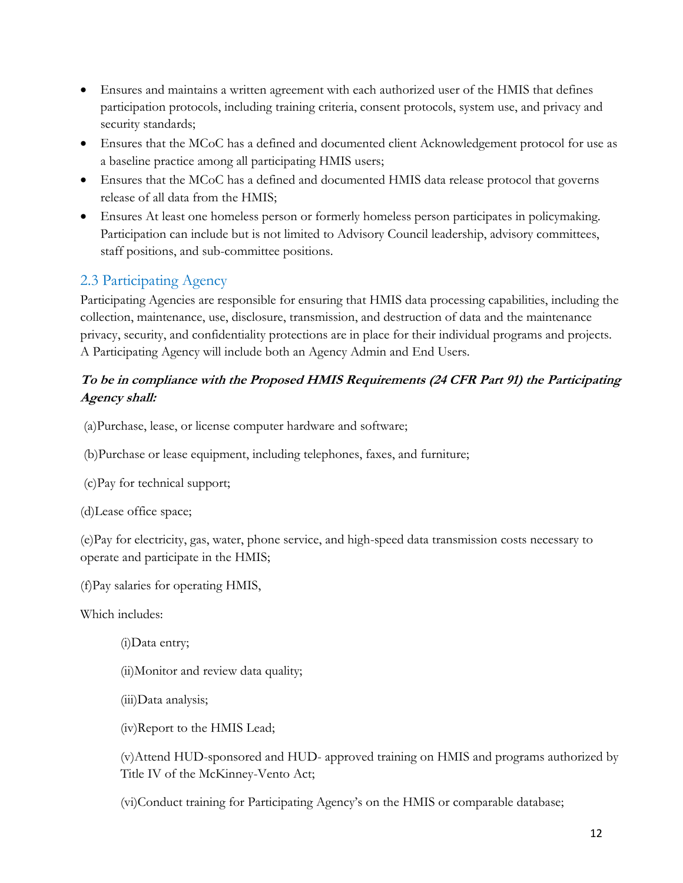- Ensures and maintains a written agreement with each authorized user of the HMIS that defines participation protocols, including training criteria, consent protocols, system use, and privacy and security standards;
- Ensures that the MCoC has a defined and documented client Acknowledgement protocol for use as a baseline practice among all participating HMIS users;
- Ensures that the MCoC has a defined and documented HMIS data release protocol that governs release of all data from the HMIS;
- Ensures At least one homeless person or formerly homeless person participates in policymaking. Participation can include but is not limited to Advisory Council leadership, advisory committees, staff positions, and sub-committee positions.

## 2.3 Participating Agency

Participating Agencies are responsible for ensuring that HMIS data processing capabilities, including the collection, maintenance, use, disclosure, transmission, and destruction of data and the maintenance privacy, security, and confidentiality protections are in place for their individual programs and projects. A Participating Agency will include both an Agency Admin and End Users.

***To be in compliance with the Proposed HMIS Requirements (24 CFR Part 91) the Participating Agency shall:***

(a)Purchase, lease, or license computer hardware and software;

(b)Purchase or lease equipment, including telephones, faxes, and furniture;

(c)Pay for technical support;

(d)Lease office space;

(e)Pay for electricity, gas, water, phone service, and high-speed data transmission costs necessary to operate and participate in the HMIS;

(f)Pay salaries for operating HMIS,

Which includes:

(i)Data entry;

(ii)Monitor and review data quality;

(iii)Data analysis;

(iv)Report to the HMIS Lead;

(v)Attend HUD-sponsored and HUD- approved training on HMIS and programs authorized by Title IV of the McKinney-Vento Act;

(vi)Conduct training for Participating Agency's on the HMIS or comparable database;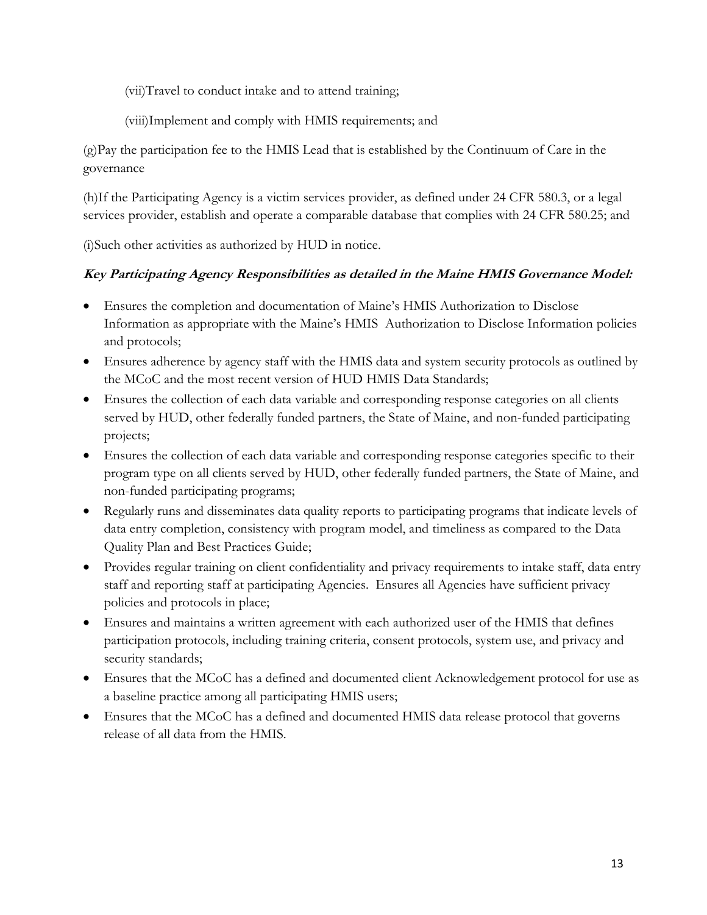(vii)Travel to conduct intake and to attend training;

(viii)Implement and comply with HMIS requirements; and

(g)Pay the participation fee to the HMIS Lead that is established by the Continuum of Care in the governance

(h)If the Participating Agency is a victim services provider, as defined under 24 CFR 580.3, or a legal services provider, establish and operate a comparable database that complies with 24 CFR 580.25; and

(i)Such other activities as authorized by HUD in notice.

***Key Participating Agency Responsibilities as detailed in the Maine HMIS Governance Model:***

- Ensures the completion and documentation of Maine's HMIS Authorization to Disclose Information as appropriate with the Maine's HMIS Authorization to Disclose Information policies and protocols;
- Ensures adherence by agency staff with the HMIS data and system security protocols as outlined by the MCoC and the most recent version of HUD HMIS Data Standards;
- Ensures the collection of each data variable and corresponding response categories on all clients served by HUD, other federally funded partners, the State of Maine, and non-funded participating projects;
- Ensures the collection of each data variable and corresponding response categories specific to their program type on all clients served by HUD, other federally funded partners, the State of Maine, and non-funded participating programs;
- Regularly runs and disseminates data quality reports to participating programs that indicate levels of data entry completion, consistency with program model, and timeliness as compared to the Data Quality Plan and Best Practices Guide;
- Provides regular training on client confidentiality and privacy requirements to intake staff, data entry staff and reporting staff at participating Agencies. Ensures all Agencies have sufficient privacy policies and protocols in place;
- Ensures and maintains a written agreement with each authorized user of the HMIS that defines participation protocols, including training criteria, consent protocols, system use, and privacy and security standards;
- Ensures that the MCoC has a defined and documented client Acknowledgement protocol for use as a baseline practice among all participating HMIS users;
- Ensures that the MCoC has a defined and documented HMIS data release protocol that governs release of all data from the HMIS.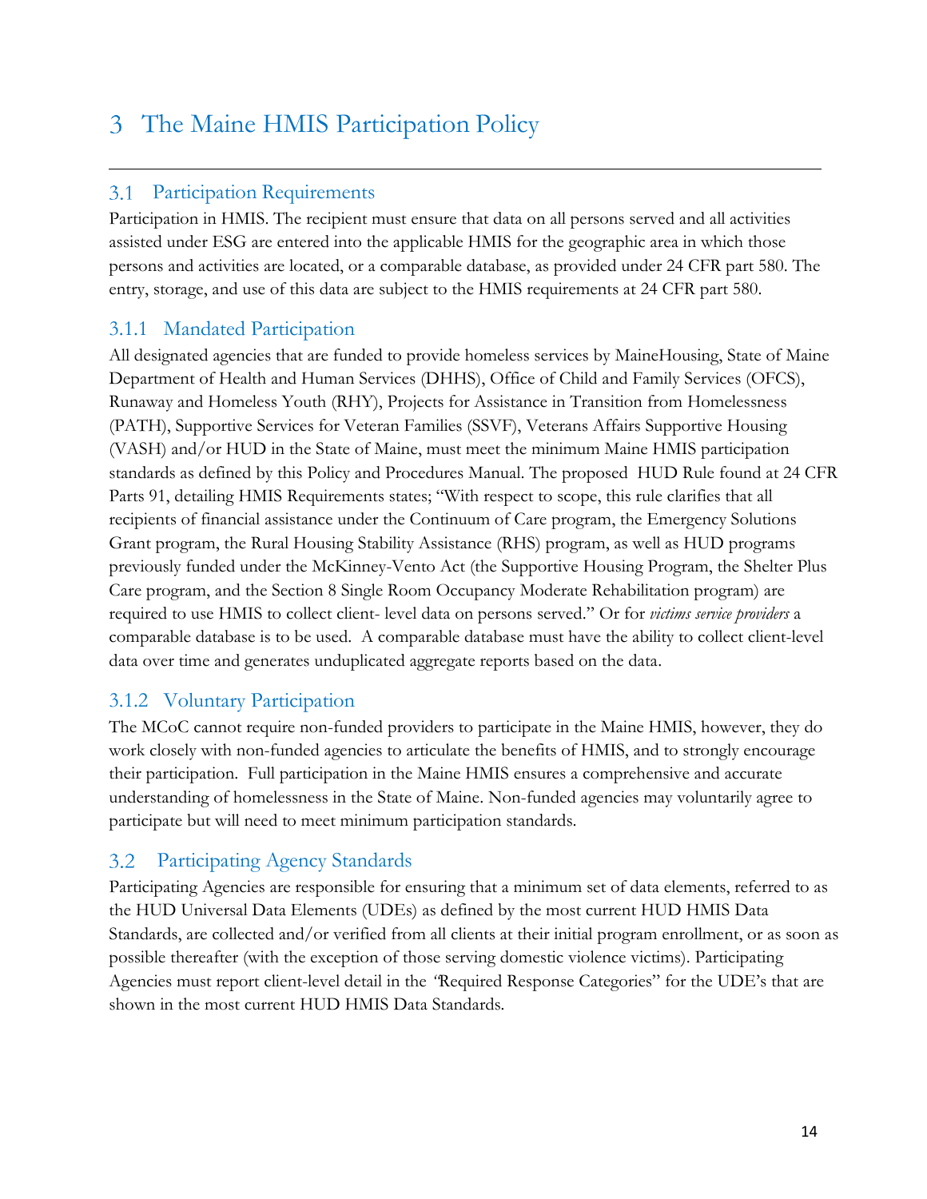# 3 The Maine HMIS Participation Policy

---

## 3.1 Participation Requirements

Participation in HMIS. The recipient must ensure that data on all persons served and all activities assisted under ESG are entered into the applicable HMIS for the geographic area in which those persons and activities are located, or a comparable database, as provided under 24 CFR part 580. The entry, storage, and use of this data are subject to the HMIS requirements at 24 CFR part 580.

### 3.1.1 Mandated Participation

All designated agencies that are funded to provide homeless services by MaineHousing, State of Maine Department of Health and Human Services (DHHS), Office of Child and Family Services (OFCS), Runaway and Homeless Youth (RHY), Projects for Assistance in Transition from Homelessness (PATH), Supportive Services for Veteran Families (SSVF), Veterans Affairs Supportive Housing (VASH) and/or HUD in the State of Maine, must meet the minimum Maine HMIS participation standards as defined by this Policy and Procedures Manual. The proposed HUD Rule found at 24 CFR Parts 91, detailing HMIS Requirements states; "With respect to scope, this rule clarifies that all recipients of financial assistance under the Continuum of Care program, the Emergency Solutions Grant program, the Rural Housing Stability Assistance (RHS) program, as well as HUD programs previously funded under the McKinney-Vento Act (the Supportive Housing Program, the Shelter Plus Care program, and the Section 8 Single Room Occupancy Moderate Rehabilitation program) are required to use HMIS to collect client- level data on persons served." Or for *victims service providers* a comparable database is to be used. A comparable database must have the ability to collect client-level data over time and generates unduplicated aggregate reports based on the data.

### 3.1.2 Voluntary Participation

The MCoC cannot require non-funded providers to participate in the Maine HMIS, however, they do work closely with non-funded agencies to articulate the benefits of HMIS, and to strongly encourage their participation. Full participation in the Maine HMIS ensures a comprehensive and accurate understanding of homelessness in the State of Maine. Non-funded agencies may voluntarily agree to participate but will need to meet minimum participation standards.

## 3.2 Participating Agency Standards

Participating Agencies are responsible for ensuring that a minimum set of data elements, referred to as the HUD Universal Data Elements (UDEs) as defined by the most current HUD HMIS Data Standards, are collected and/or verified from all clients at their initial program enrollment, or as soon as possible thereafter (with the exception of those serving domestic violence victims). Participating Agencies must report client-level detail in the "Required Response Categories" for the UDE's that are shown in the most current HUD HMIS Data Standards.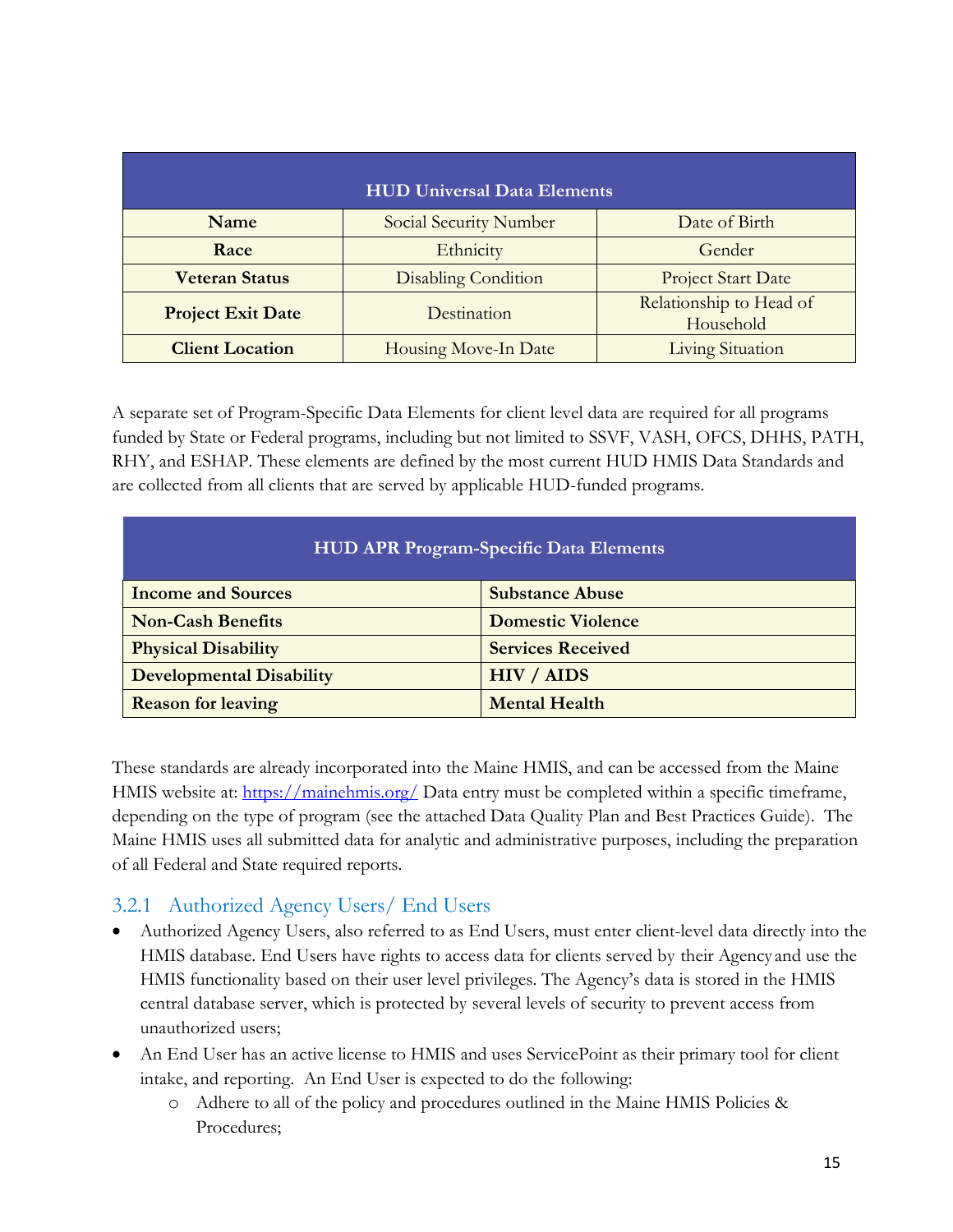| HUD Universal Data Elements | | |
|---|---|---|
| **Name** | Social Security Number | Date of Birth |
| **Race** | Ethnicity | Gender |
| **Veteran Status** | Disabling Condition | Project Start Date |
| **Project Exit Date** | Destination | Relationship to Head of Household |
| **Client Location** | Housing Move-In Date | Living Situation |

A separate set of Program-Specific Data Elements for client level data are required for all programs funded by State or Federal programs, including but not limited to SSVF, VASH, OFCS, DHHS, PATH, RHY, and ESHAP. These elements are defined by the most current HUD HMIS Data Standards and are collected from all clients that are served by applicable HUD-funded programs.

| HUD APR Program-Specific Data Elements | |
|---|---|
| **Income and Sources** | **Substance Abuse** |
| **Non-Cash Benefits** | **Domestic Violence** |
| **Physical Disability** | **Services Received** |
| **Developmental Disability** | **HIV / AIDS** |
| **Reason for leaving** | **Mental Health** |

These standards are already incorporated into the Maine HMIS, and can be accessed from the Maine HMIS website at: https://mainehmis.org/ Data entry must be completed within a specific timeframe, depending on the type of program (see the attached Data Quality Plan and Best Practices Guide). The Maine HMIS uses all submitted data for analytic and administrative purposes, including the preparation of all Federal and State required reports.

### 3.2.1 Authorized Agency Users/ End Users

- Authorized Agency Users, also referred to as End Users, must enter client-level data directly into the HMIS database. End Users have rights to access data for clients served by their Agency and use the HMIS functionality based on their user level privileges. The Agency's data is stored in the HMIS central database server, which is protected by several levels of security to prevent access from unauthorized users;
- An End User has an active license to HMIS and uses ServicePoint as their primary tool for client intake, and reporting. An End User is expected to do the following:
  - Adhere to all of the policy and procedures outlined in the Maine HMIS Policies & Procedures;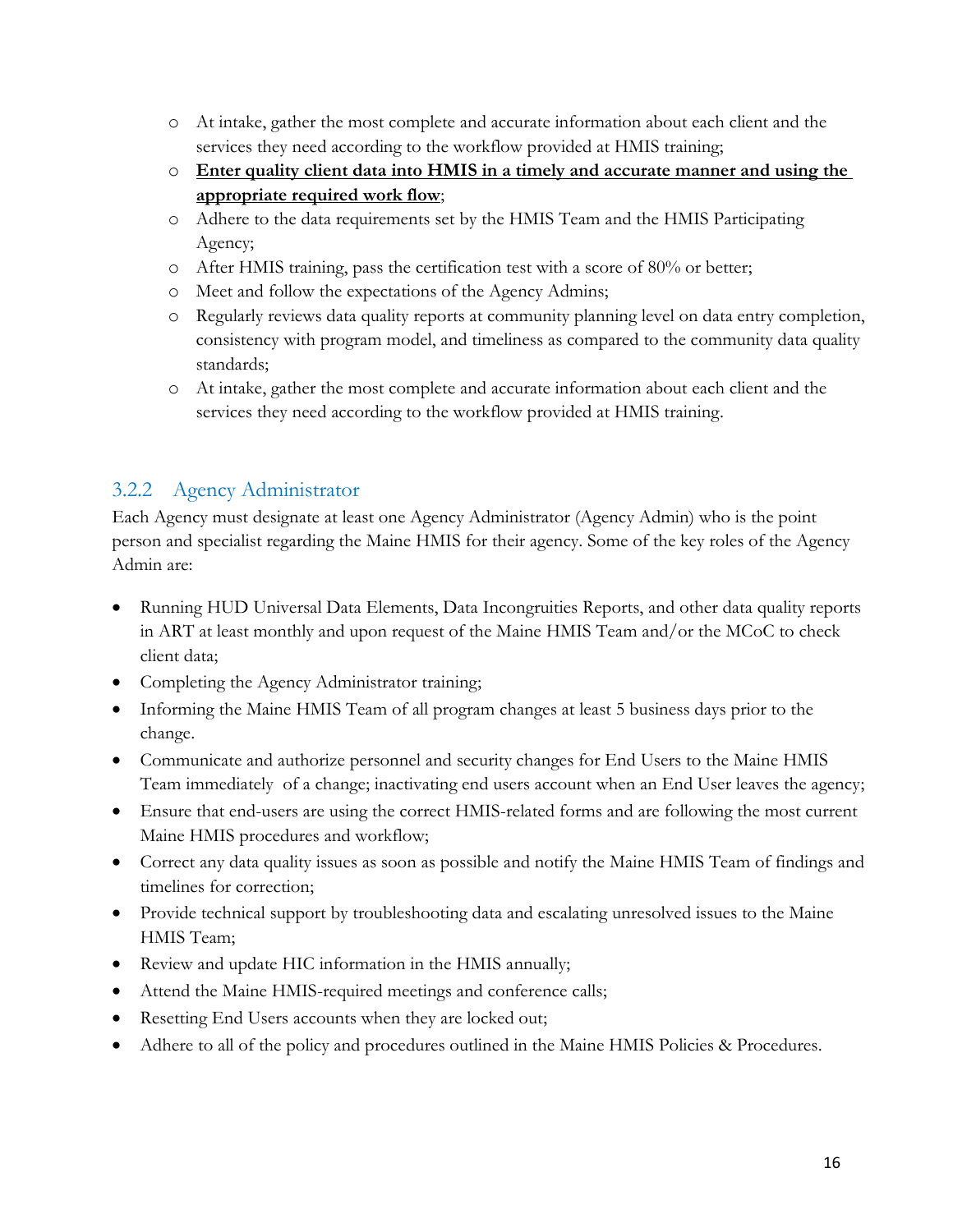- At intake, gather the most complete and accurate information about each client and the services they need according to the workflow provided at HMIS training;
- **Enter quality client data into HMIS in a timely and accurate manner and using the appropriate required work flow**;
- Adhere to the data requirements set by the HMIS Team and the HMIS Participating Agency;
- After HMIS training, pass the certification test with a score of 80% or better;
- Meet and follow the expectations of the Agency Admins;
- Regularly reviews data quality reports at community planning level on data entry completion, consistency with program model, and timeliness as compared to the community data quality standards;
- At intake, gather the most complete and accurate information about each client and the services they need according to the workflow provided at HMIS training.

### 3.2.2 Agency Administrator

Each Agency must designate at least one Agency Administrator (Agency Admin) who is the point person and specialist regarding the Maine HMIS for their agency. Some of the key roles of the Agency Admin are:

- Running HUD Universal Data Elements, Data Incongruities Reports, and other data quality reports in ART at least monthly and upon request of the Maine HMIS Team and/or the MCoC to check client data;
- Completing the Agency Administrator training;
- Informing the Maine HMIS Team of all program changes at least 5 business days prior to the change.
- Communicate and authorize personnel and security changes for End Users to the Maine HMIS Team immediately of a change; inactivating end users account when an End User leaves the agency;
- Ensure that end-users are using the correct HMIS-related forms and are following the most current Maine HMIS procedures and workflow;
- Correct any data quality issues as soon as possible and notify the Maine HMIS Team of findings and timelines for correction;
- Provide technical support by troubleshooting data and escalating unresolved issues to the Maine HMIS Team;
- Review and update HIC information in the HMIS annually;
- Attend the Maine HMIS-required meetings and conference calls;
- Resetting End Users accounts when they are locked out;
- Adhere to all of the policy and procedures outlined in the Maine HMIS Policies & Procedures.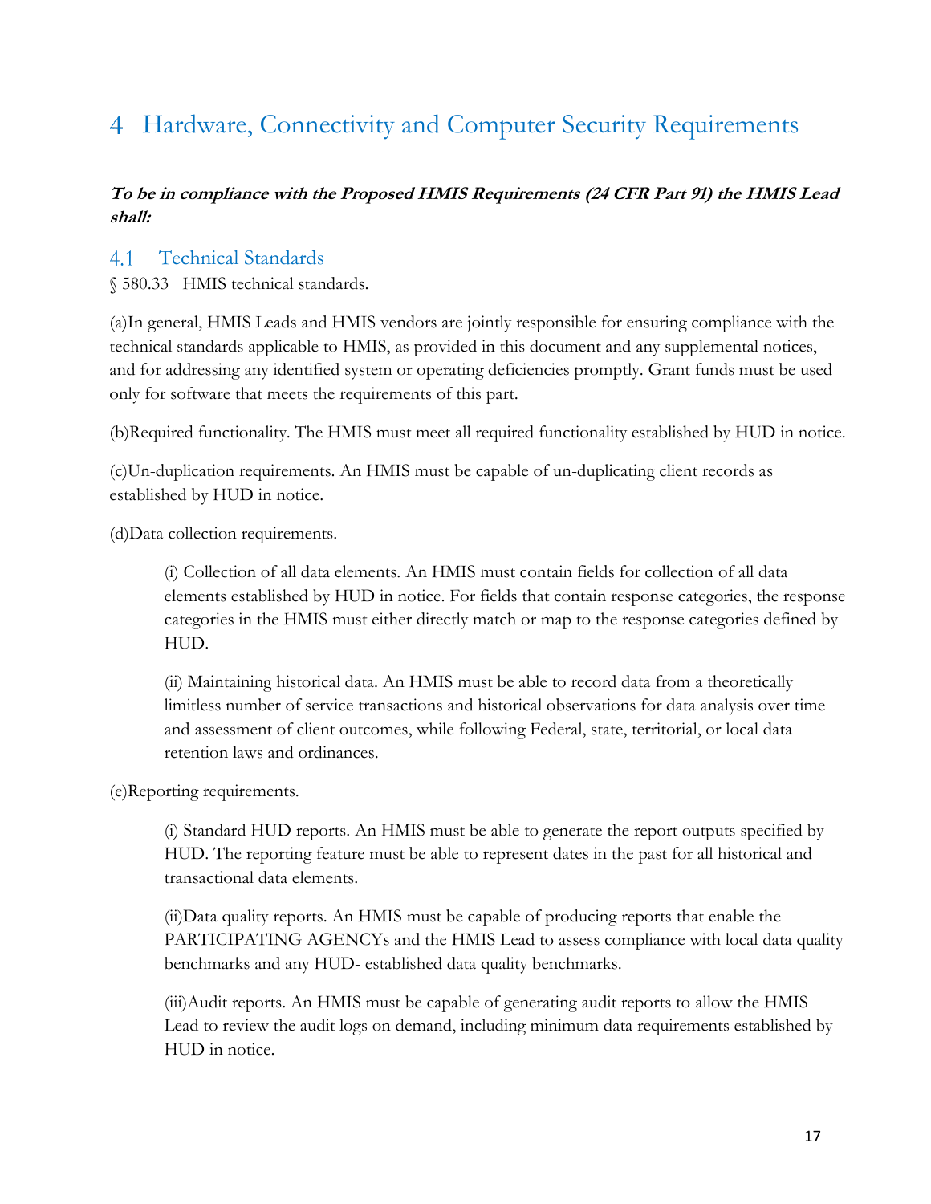# 4 Hardware, Connectivity and Computer Security Requirements

***To be in compliance with the Proposed HMIS Requirements (24 CFR Part 91) the HMIS Lead shall:***

## 4.1 Technical Standards

§ 580.33 HMIS technical standards.

(a)In general, HMIS Leads and HMIS vendors are jointly responsible for ensuring compliance with the technical standards applicable to HMIS, as provided in this document and any supplemental notices, and for addressing any identified system or operating deficiencies promptly. Grant funds must be used only for software that meets the requirements of this part.

(b)Required functionality. The HMIS must meet all required functionality established by HUD in notice.

(c)Un-duplication requirements. An HMIS must be capable of un-duplicating client records as established by HUD in notice.

(d)Data collection requirements.

> (i) Collection of all data elements. An HMIS must contain fields for collection of all data elements established by HUD in notice. For fields that contain response categories, the response categories in the HMIS must either directly match or map to the response categories defined by HUD.
>
> (ii) Maintaining historical data. An HMIS must be able to record data from a theoretically limitless number of service transactions and historical observations for data analysis over time and assessment of client outcomes, while following Federal, state, territorial, or local data retention laws and ordinances.

(e)Reporting requirements.

> (i) Standard HUD reports. An HMIS must be able to generate the report outputs specified by HUD. The reporting feature must be able to represent dates in the past for all historical and transactional data elements.
>
> (ii)Data quality reports. An HMIS must be capable of producing reports that enable the PARTICIPATING AGENCYs and the HMIS Lead to assess compliance with local data quality benchmarks and any HUD- established data quality benchmarks.
>
> (iii)Audit reports. An HMIS must be capable of generating audit reports to allow the HMIS Lead to review the audit logs on demand, including minimum data requirements established by HUD in notice.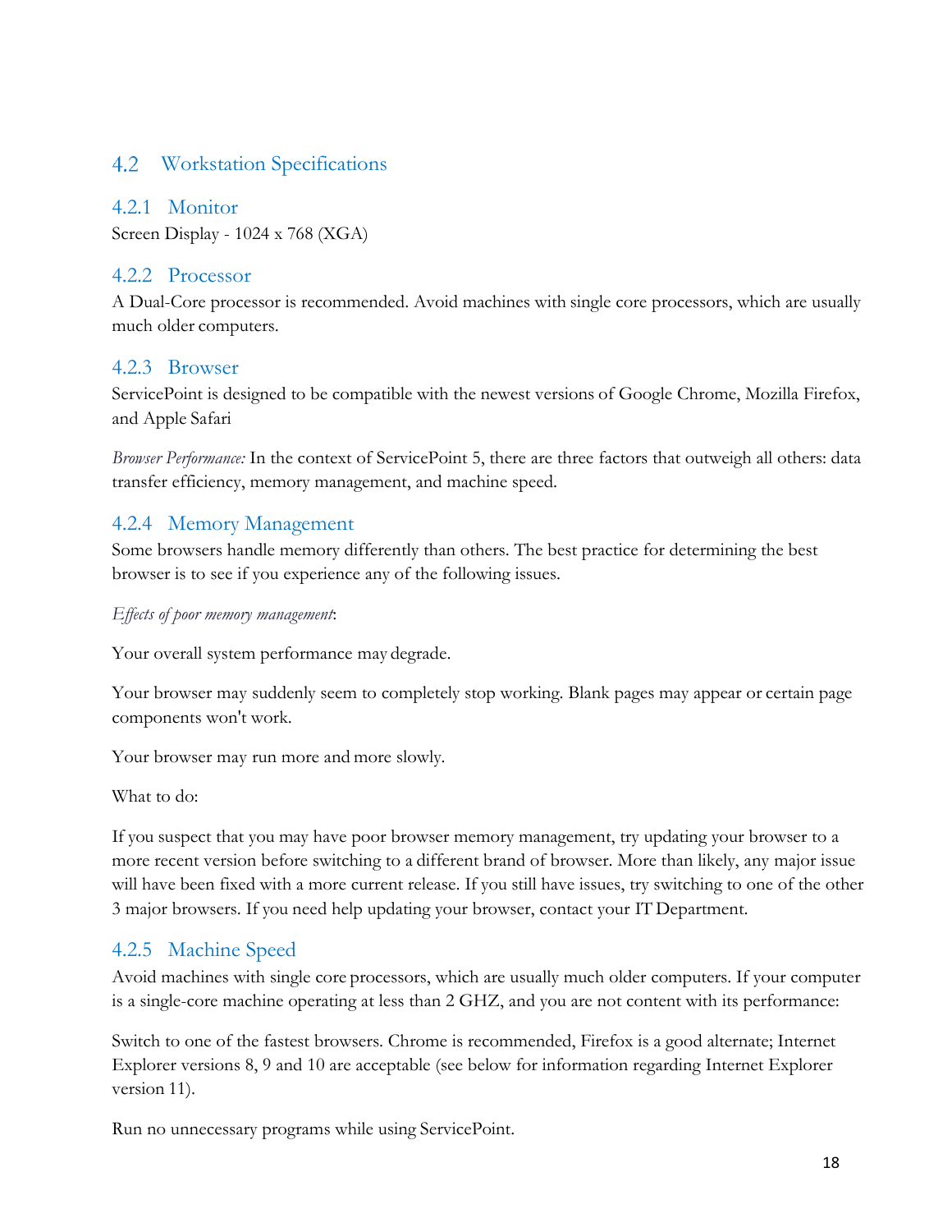## 4.2 Workstation Specifications

### 4.2.1 Monitor

Screen Display - 1024 x 768 (XGA)

### 4.2.2 Processor

A Dual-Core processor is recommended. Avoid machines with single core processors, which are usually much older computers.

### 4.2.3 Browser

ServicePoint is designed to be compatible with the newest versions of Google Chrome, Mozilla Firefox, and Apple Safari

*Browser Performance:* In the context of ServicePoint 5, there are three factors that outweigh all others: data transfer efficiency, memory management, and machine speed.

### 4.2.4 Memory Management

Some browsers handle memory differently than others. The best practice for determining the best browser is to see if you experience any of the following issues.

*Effects of poor memory management*:

Your overall system performance may degrade.

Your browser may suddenly seem to completely stop working. Blank pages may appear or certain page components won't work.

Your browser may run more and more slowly.

What to do:

If you suspect that you may have poor browser memory management, try updating your browser to a more recent version before switching to a different brand of browser. More than likely, any major issue will have been fixed with a more current release. If you still have issues, try switching to one of the other 3 major browsers. If you need help updating your browser, contact your IT Department.

### 4.2.5 Machine Speed

Avoid machines with single core processors, which are usually much older computers. If your computer is a single-core machine operating at less than 2 GHZ, and you are not content with its performance:

Switch to one of the fastest browsers. Chrome is recommended, Firefox is a good alternate; Internet Explorer versions 8, 9 and 10 are acceptable (see below for information regarding Internet Explorer version 11).

Run no unnecessary programs while using ServicePoint.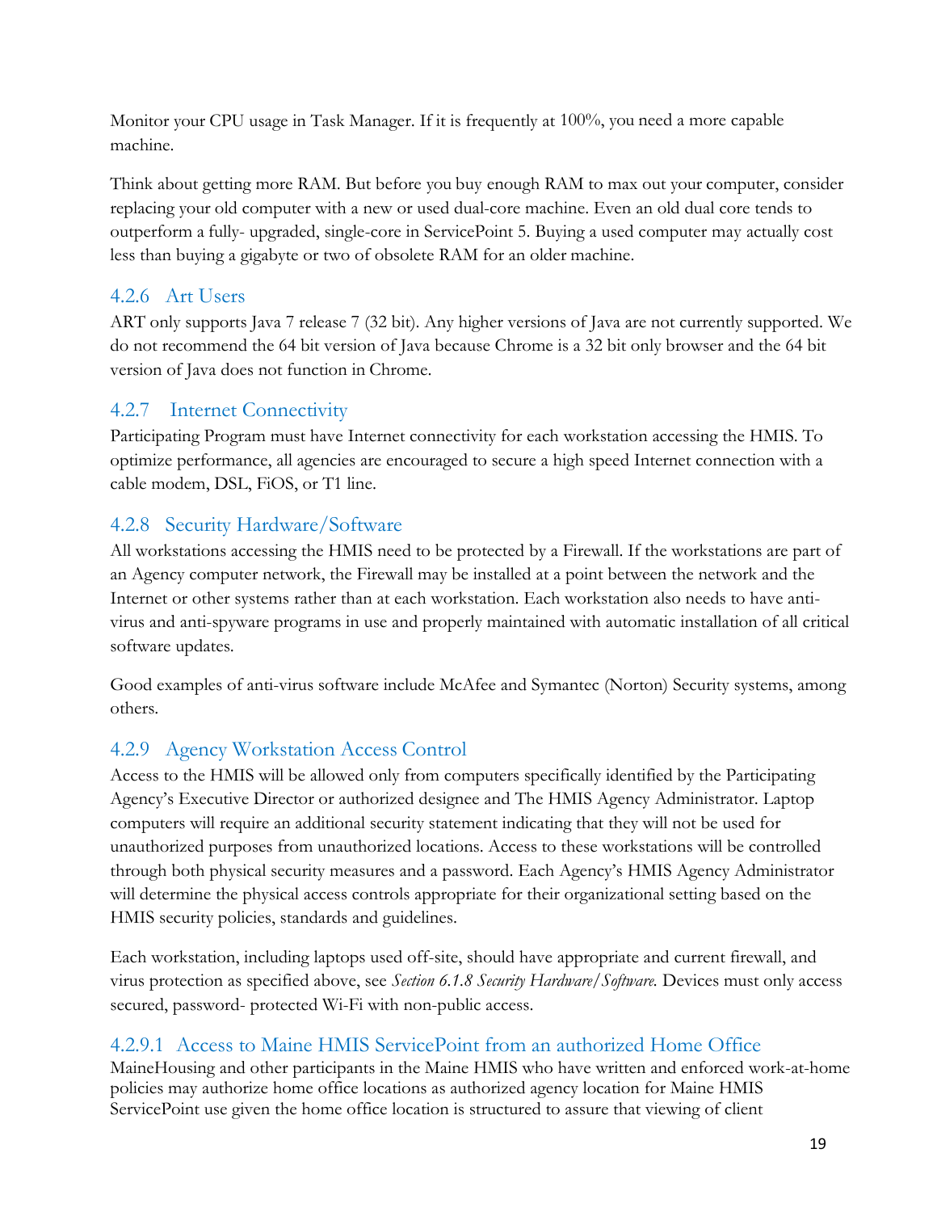Monitor your CPU usage in Task Manager. If it is frequently at 100%, you need a more capable machine.

Think about getting more RAM. But before you buy enough RAM to max out your computer, consider replacing your old computer with a new or used dual-core machine. Even an old dual core tends to outperform a fully- upgraded, single-core in ServicePoint 5. Buying a used computer may actually cost less than buying a gigabyte or two of obsolete RAM for an older machine.

### 4.2.6 Art Users

ART only supports Java 7 release 7 (32 bit). Any higher versions of Java are not currently supported. We do not recommend the 64 bit version of Java because Chrome is a 32 bit only browser and the 64 bit version of Java does not function in Chrome.

### 4.2.7 Internet Connectivity

Participating Program must have Internet connectivity for each workstation accessing the HMIS. To optimize performance, all agencies are encouraged to secure a high speed Internet connection with a cable modem, DSL, FiOS, or T1 line.

### 4.2.8 Security Hardware/Software

All workstations accessing the HMIS need to be protected by a Firewall. If the workstations are part of an Agency computer network, the Firewall may be installed at a point between the network and the Internet or other systems rather than at each workstation. Each workstation also needs to have anti-virus and anti-spyware programs in use and properly maintained with automatic installation of all critical software updates.

Good examples of anti-virus software include McAfee and Symantec (Norton) Security systems, among others.

### 4.2.9 Agency Workstation Access Control

Access to the HMIS will be allowed only from computers specifically identified by the Participating Agency's Executive Director or authorized designee and The HMIS Agency Administrator. Laptop computers will require an additional security statement indicating that they will not be used for unauthorized purposes from unauthorized locations. Access to these workstations will be controlled through both physical security measures and a password. Each Agency's HMIS Agency Administrator will determine the physical access controls appropriate for their organizational setting based on the HMIS security policies, standards and guidelines.

Each workstation, including laptops used off-site, should have appropriate and current firewall, and virus protection as specified above, see *Section 6.1.8 Security Hardware/Software.* Devices must only access secured, password- protected Wi-Fi with non-public access.

#### 4.2.9.1 Access to Maine HMIS ServicePoint from an authorized Home Office

MaineHousing and other participants in the Maine HMIS who have written and enforced work-at-home policies may authorize home office locations as authorized agency location for Maine HMIS ServicePoint use given the home office location is structured to assure that viewing of client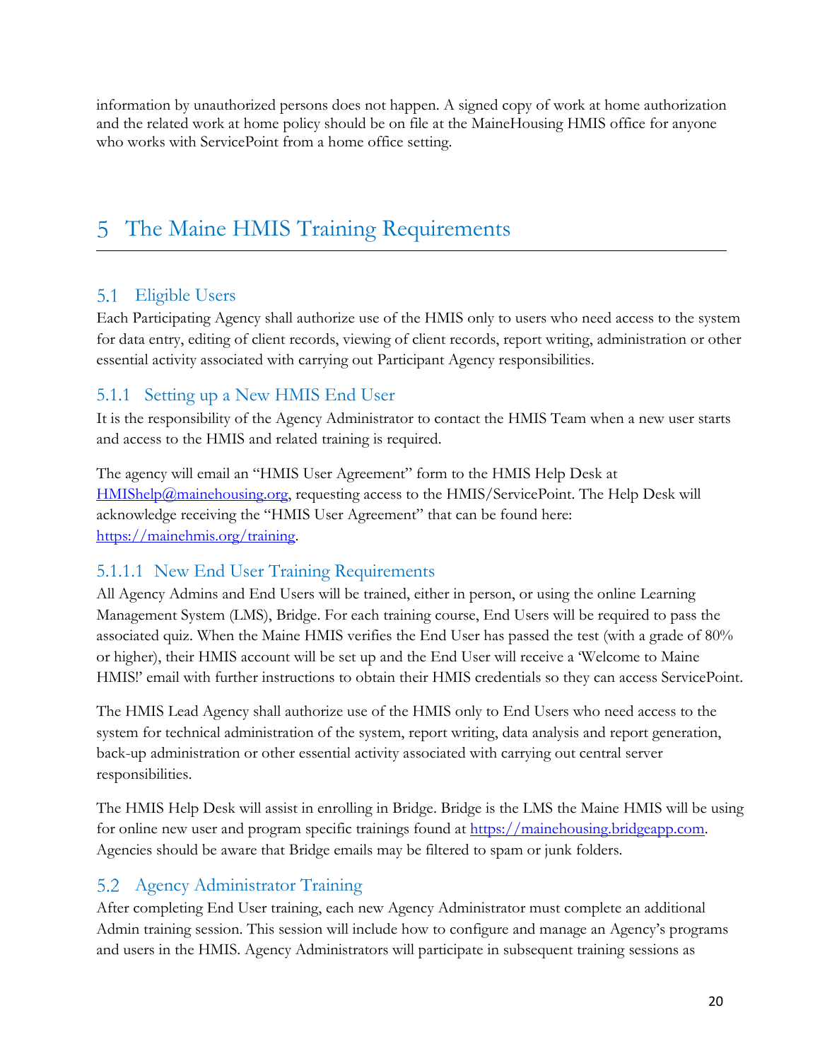information by unauthorized persons does not happen. A signed copy of work at home authorization and the related work at home policy should be on file at the MaineHousing HMIS office for anyone who works with ServicePoint from a home office setting.

# 5 The Maine HMIS Training Requirements

## 5.1 Eligible Users

Each Participating Agency shall authorize use of the HMIS only to users who need access to the system for data entry, editing of client records, viewing of client records, report writing, administration or other essential activity associated with carrying out Participant Agency responsibilities.

### 5.1.1 Setting up a New HMIS End User

It is the responsibility of the Agency Administrator to contact the HMIS Team when a new user starts and access to the HMIS and related training is required.

The agency will email an "HMIS User Agreement" form to the HMIS Help Desk at HMIShelp@mainehousing.org, requesting access to the HMIS/ServicePoint. The Help Desk will acknowledge receiving the "HMIS User Agreement" that can be found here: https://mainehmis.org/training.

#### 5.1.1.1 New End User Training Requirements

All Agency Admins and End Users will be trained, either in person, or using the online Learning Management System (LMS), Bridge. For each training course, End Users will be required to pass the associated quiz. When the Maine HMIS verifies the End User has passed the test (with a grade of 80% or higher), their HMIS account will be set up and the End User will receive a 'Welcome to Maine HMIS!' email with further instructions to obtain their HMIS credentials so they can access ServicePoint.

The HMIS Lead Agency shall authorize use of the HMIS only to End Users who need access to the system for technical administration of the system, report writing, data analysis and report generation, back-up administration or other essential activity associated with carrying out central server responsibilities.

The HMIS Help Desk will assist in enrolling in Bridge. Bridge is the LMS the Maine HMIS will be using for online new user and program specific trainings found at https://mainehousing.bridgeapp.com. Agencies should be aware that Bridge emails may be filtered to spam or junk folders.

## 5.2 Agency Administrator Training

After completing End User training, each new Agency Administrator must complete an additional Admin training session. This session will include how to configure and manage an Agency's programs and users in the HMIS. Agency Administrators will participate in subsequent training sessions as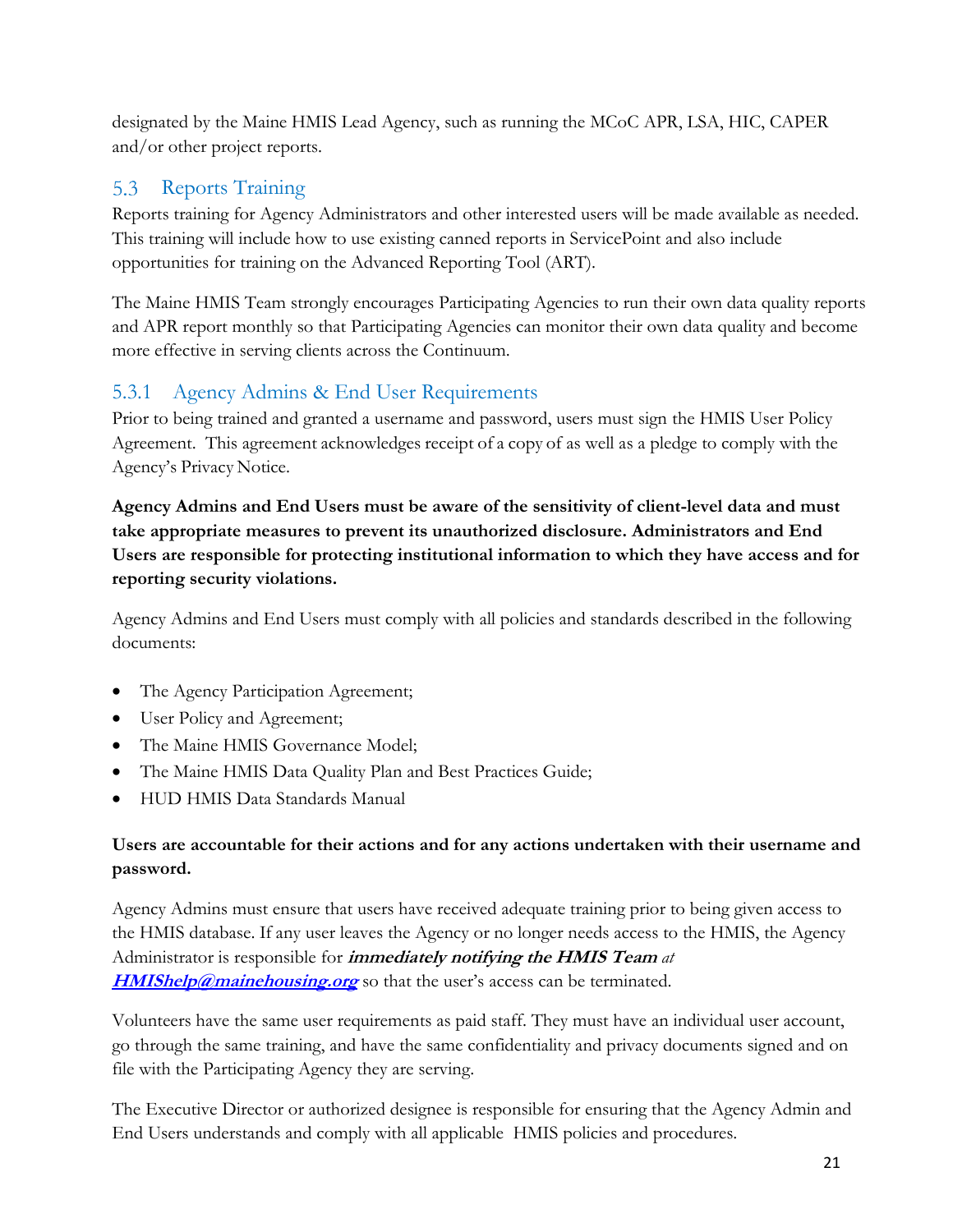designated by the Maine HMIS Lead Agency, such as running the MCoC APR, LSA, HIC, CAPER and/or other project reports.

## 5.3 Reports Training

Reports training for Agency Administrators and other interested users will be made available as needed. This training will include how to use existing canned reports in ServicePoint and also include opportunities for training on the Advanced Reporting Tool (ART).

The Maine HMIS Team strongly encourages Participating Agencies to run their own data quality reports and APR report monthly so that Participating Agencies can monitor their own data quality and become more effective in serving clients across the Continuum.

### 5.3.1 Agency Admins & End User Requirements

Prior to being trained and granted a username and password, users must sign the HMIS User Policy Agreement. This agreement acknowledges receipt of a copy of as well as a pledge to comply with the Agency's Privacy Notice.

**Agency Admins and End Users must be aware of the sensitivity of client-level data and must take appropriate measures to prevent its unauthorized disclosure. Administrators and End Users are responsible for protecting institutional information to which they have access and for reporting security violations.**

Agency Admins and End Users must comply with all policies and standards described in the following documents:

- The Agency Participation Agreement;
- User Policy and Agreement;
- The Maine HMIS Governance Model;
- The Maine HMIS Data Quality Plan and Best Practices Guide;
- HUD HMIS Data Standards Manual

**Users are accountable for their actions and for any actions undertaken with their username and password.**

Agency Admins must ensure that users have received adequate training prior to being given access to the HMIS database. If any user leaves the Agency or no longer needs access to the HMIS, the Agency Administrator is responsible for ***immediately notifying the HMIS Team*** *at* ***HMIShelp@mainehousing.org*** so that the user's access can be terminated.

Volunteers have the same user requirements as paid staff. They must have an individual user account, go through the same training, and have the same confidentiality and privacy documents signed and on file with the Participating Agency they are serving.

The Executive Director or authorized designee is responsible for ensuring that the Agency Admin and End Users understands and comply with all applicable HMIS policies and procedures.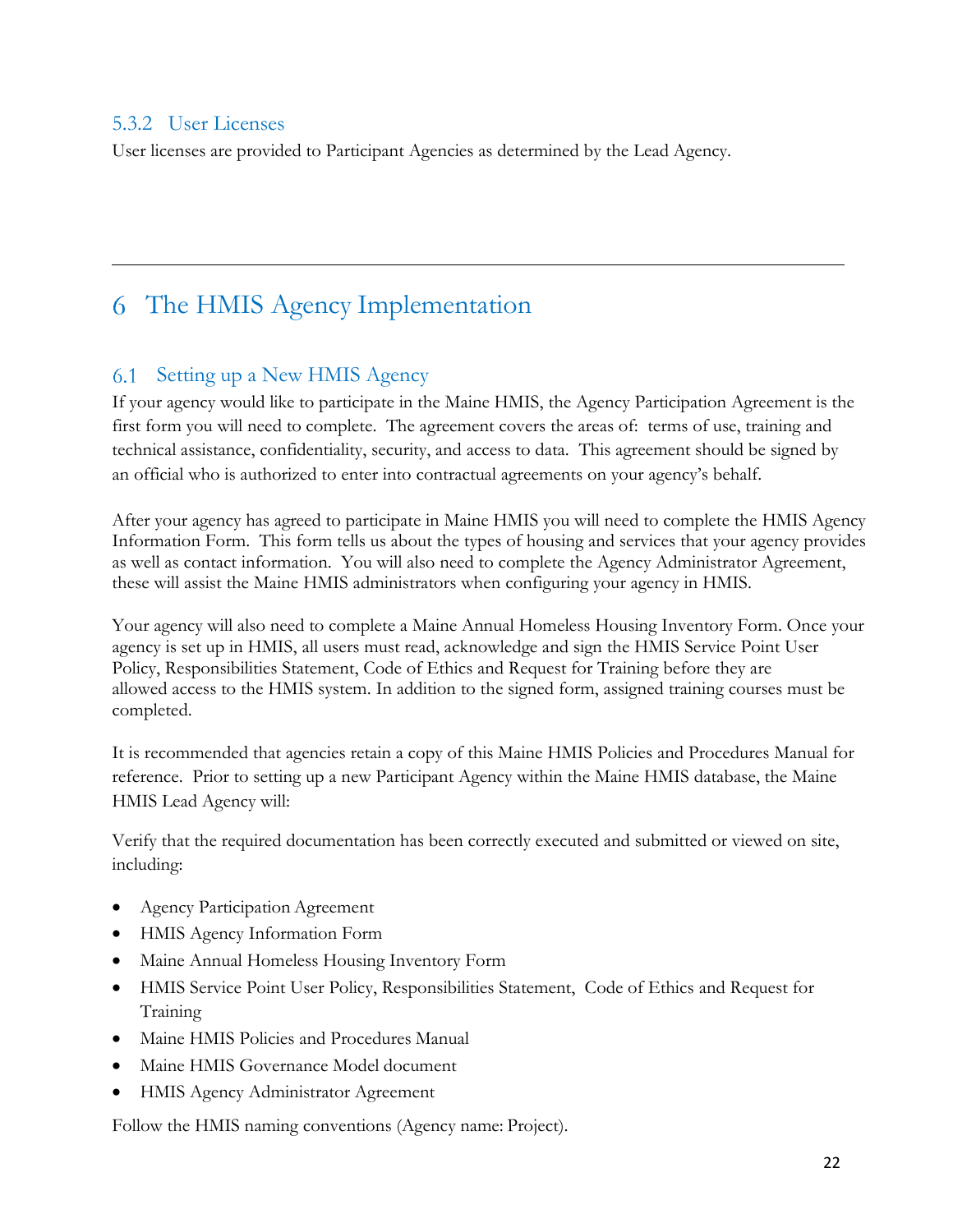### 5.3.2 User Licenses

User licenses are provided to Participant Agencies as determined by the Lead Agency.

---

# 6 The HMIS Agency Implementation

## 6.1 Setting up a New HMIS Agency

If your agency would like to participate in the Maine HMIS, the Agency Participation Agreement is the first form you will need to complete. The agreement covers the areas of: terms of use, training and technical assistance, confidentiality, security, and access to data. This agreement should be signed by an official who is authorized to enter into contractual agreements on your agency's behalf.

After your agency has agreed to participate in Maine HMIS you will need to complete the HMIS Agency Information Form. This form tells us about the types of housing and services that your agency provides as well as contact information. You will also need to complete the Agency Administrator Agreement, these will assist the Maine HMIS administrators when configuring your agency in HMIS.

Your agency will also need to complete a Maine Annual Homeless Housing Inventory Form. Once your agency is set up in HMIS, all users must read, acknowledge and sign the HMIS Service Point User Policy, Responsibilities Statement, Code of Ethics and Request for Training before they are allowed access to the HMIS system. In addition to the signed form, assigned training courses must be completed.

It is recommended that agencies retain a copy of this Maine HMIS Policies and Procedures Manual for reference. Prior to setting up a new Participant Agency within the Maine HMIS database, the Maine HMIS Lead Agency will:

Verify that the required documentation has been correctly executed and submitted or viewed on site, including:

- Agency Participation Agreement
- HMIS Agency Information Form
- Maine Annual Homeless Housing Inventory Form
- HMIS Service Point User Policy, Responsibilities Statement, Code of Ethics and Request for Training
- Maine HMIS Policies and Procedures Manual
- Maine HMIS Governance Model document
- HMIS Agency Administrator Agreement

Follow the HMIS naming conventions (Agency name: Project).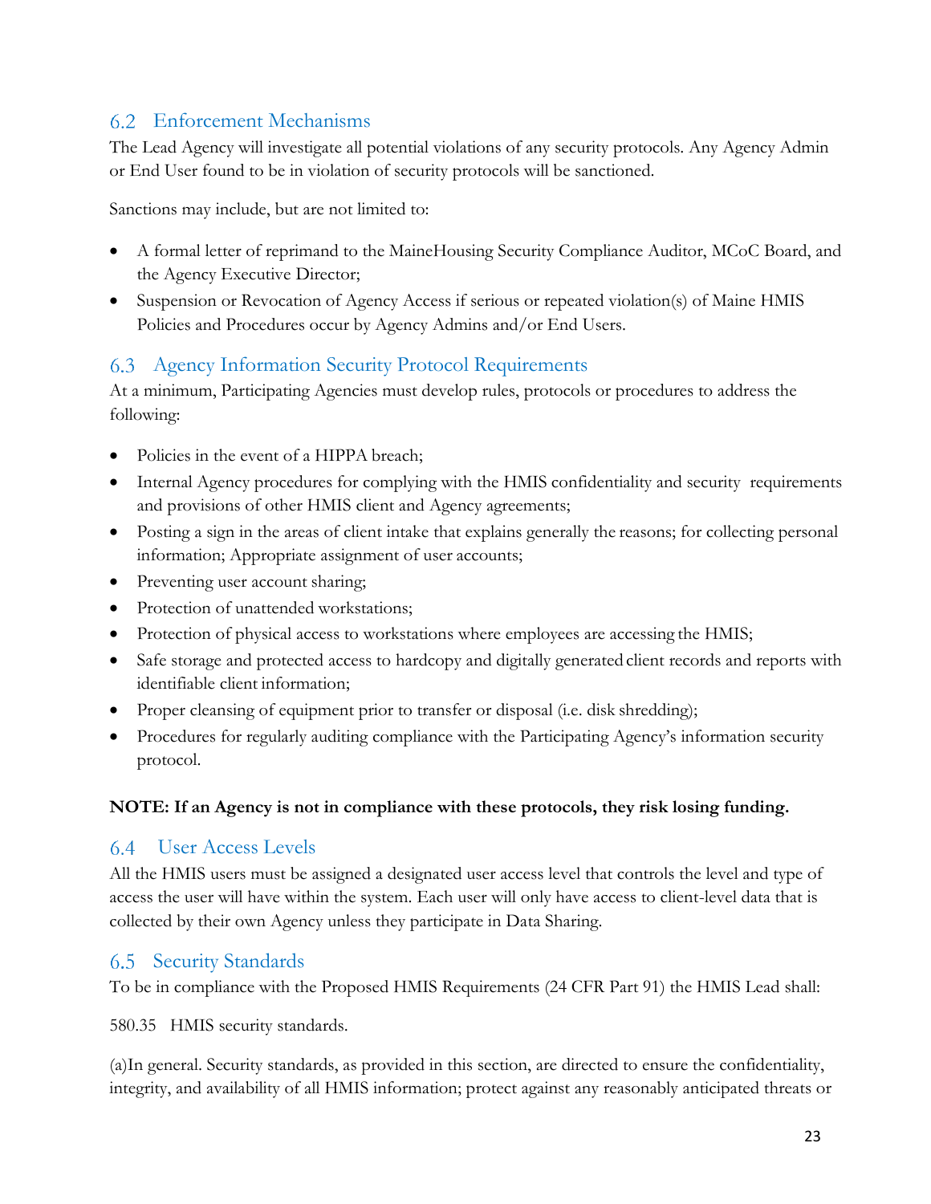## 6.2 Enforcement Mechanisms

The Lead Agency will investigate all potential violations of any security protocols. Any Agency Admin or End User found to be in violation of security protocols will be sanctioned.

Sanctions may include, but are not limited to:

- A formal letter of reprimand to the MaineHousing Security Compliance Auditor, MCoC Board, and the Agency Executive Director;
- Suspension or Revocation of Agency Access if serious or repeated violation(s) of Maine HMIS Policies and Procedures occur by Agency Admins and/or End Users.

## 6.3 Agency Information Security Protocol Requirements

At a minimum, Participating Agencies must develop rules, protocols or procedures to address the following:

- Policies in the event of a HIPPA breach;
- Internal Agency procedures for complying with the HMIS confidentiality and security requirements and provisions of other HMIS client and Agency agreements;
- Posting a sign in the areas of client intake that explains generally the reasons; for collecting personal information; Appropriate assignment of user accounts;
- Preventing user account sharing;
- Protection of unattended workstations;
- Protection of physical access to workstations where employees are accessing the HMIS;
- Safe storage and protected access to hardcopy and digitally generated client records and reports with identifiable client information;
- Proper cleansing of equipment prior to transfer or disposal (i.e. disk shredding);
- Procedures for regularly auditing compliance with the Participating Agency's information security protocol.

**NOTE: If an Agency is not in compliance with these protocols, they risk losing funding.**

## 6.4 User Access Levels

All the HMIS users must be assigned a designated user access level that controls the level and type of access the user will have within the system. Each user will only have access to client-level data that is collected by their own Agency unless they participate in Data Sharing.

## 6.5 Security Standards

To be in compliance with the Proposed HMIS Requirements (24 CFR Part 91) the HMIS Lead shall:

580.35 HMIS security standards.

(a)In general. Security standards, as provided in this section, are directed to ensure the confidentiality, integrity, and availability of all HMIS information; protect against any reasonably anticipated threats or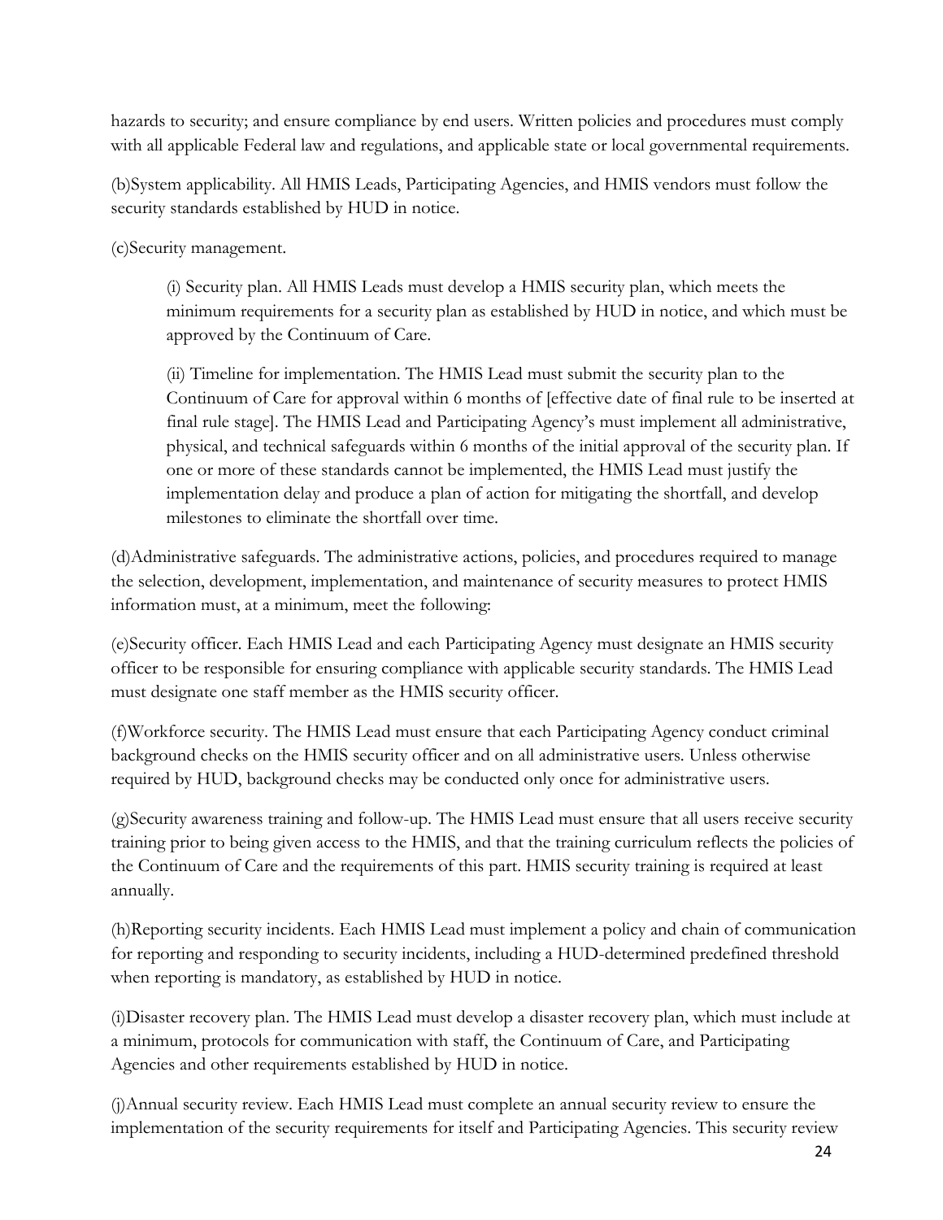hazards to security; and ensure compliance by end users. Written policies and procedures must comply with all applicable Federal law and regulations, and applicable state or local governmental requirements.

(b)System applicability. All HMIS Leads, Participating Agencies, and HMIS vendors must follow the security standards established by HUD in notice.

(c)Security management.

> (i) Security plan. All HMIS Leads must develop a HMIS security plan, which meets the minimum requirements for a security plan as established by HUD in notice, and which must be approved by the Continuum of Care.
>
> (ii) Timeline for implementation. The HMIS Lead must submit the security plan to the Continuum of Care for approval within 6 months of [effective date of final rule to be inserted at final rule stage]. The HMIS Lead and Participating Agency's must implement all administrative, physical, and technical safeguards within 6 months of the initial approval of the security plan. If one or more of these standards cannot be implemented, the HMIS Lead must justify the implementation delay and produce a plan of action for mitigating the shortfall, and develop milestones to eliminate the shortfall over time.

(d)Administrative safeguards. The administrative actions, policies, and procedures required to manage the selection, development, implementation, and maintenance of security measures to protect HMIS information must, at a minimum, meet the following:

(e)Security officer. Each HMIS Lead and each Participating Agency must designate an HMIS security officer to be responsible for ensuring compliance with applicable security standards. The HMIS Lead must designate one staff member as the HMIS security officer.

(f)Workforce security. The HMIS Lead must ensure that each Participating Agency conduct criminal background checks on the HMIS security officer and on all administrative users. Unless otherwise required by HUD, background checks may be conducted only once for administrative users.

(g)Security awareness training and follow-up. The HMIS Lead must ensure that all users receive security training prior to being given access to the HMIS, and that the training curriculum reflects the policies of the Continuum of Care and the requirements of this part. HMIS security training is required at least annually.

(h)Reporting security incidents. Each HMIS Lead must implement a policy and chain of communication for reporting and responding to security incidents, including a HUD-determined predefined threshold when reporting is mandatory, as established by HUD in notice.

(i)Disaster recovery plan. The HMIS Lead must develop a disaster recovery plan, which must include at a minimum, protocols for communication with staff, the Continuum of Care, and Participating Agencies and other requirements established by HUD in notice.

(j)Annual security review. Each HMIS Lead must complete an annual security review to ensure the implementation of the security requirements for itself and Participating Agencies. This security review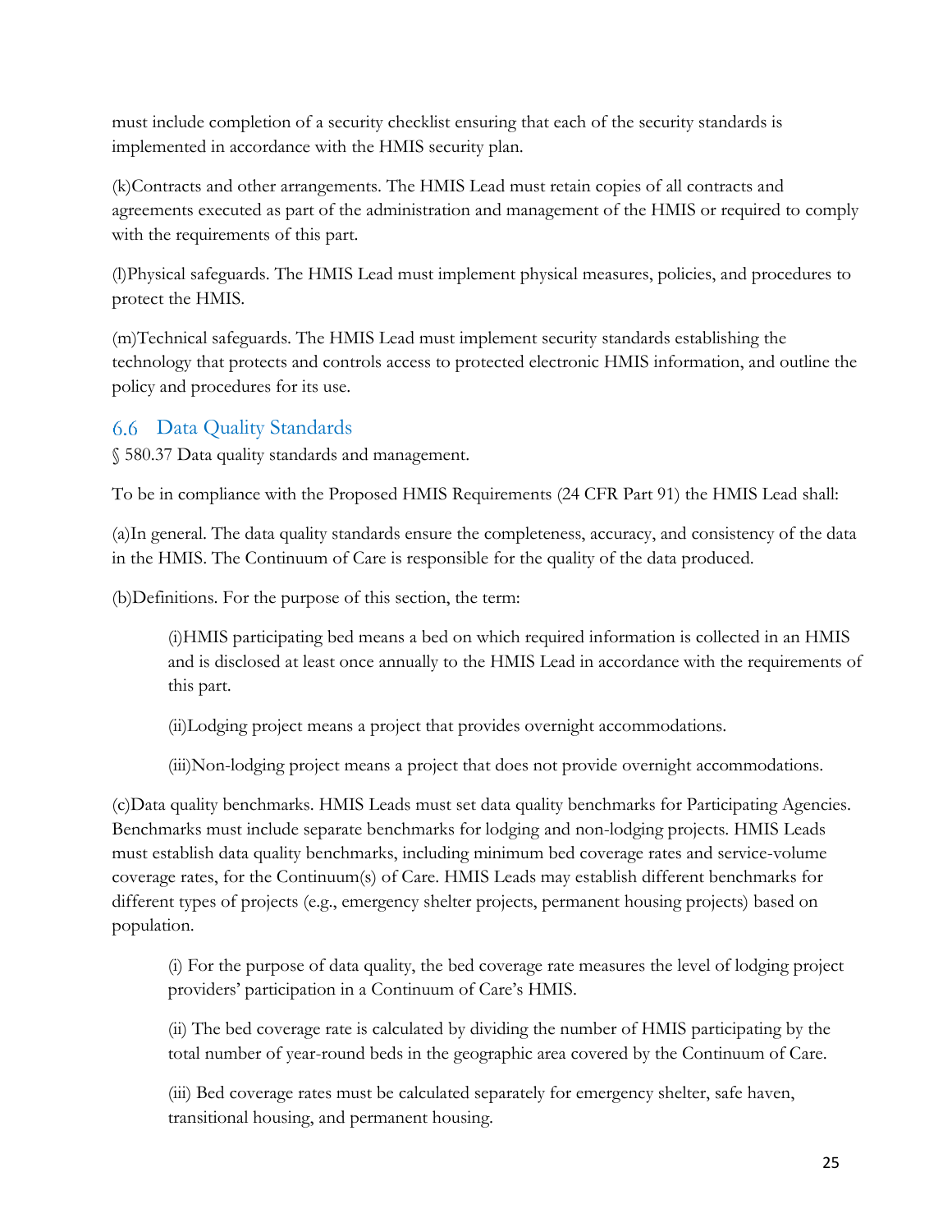must include completion of a security checklist ensuring that each of the security standards is implemented in accordance with the HMIS security plan.

(k)Contracts and other arrangements. The HMIS Lead must retain copies of all contracts and agreements executed as part of the administration and management of the HMIS or required to comply with the requirements of this part.

(l)Physical safeguards. The HMIS Lead must implement physical measures, policies, and procedures to protect the HMIS.

(m)Technical safeguards. The HMIS Lead must implement security standards establishing the technology that protects and controls access to protected electronic HMIS information, and outline the policy and procedures for its use.

## 6.6 Data Quality Standards

§ 580.37 Data quality standards and management.

To be in compliance with the Proposed HMIS Requirements (24 CFR Part 91) the HMIS Lead shall:

(a)In general. The data quality standards ensure the completeness, accuracy, and consistency of the data in the HMIS. The Continuum of Care is responsible for the quality of the data produced.

(b)Definitions. For the purpose of this section, the term:

> (i)HMIS participating bed means a bed on which required information is collected in an HMIS and is disclosed at least once annually to the HMIS Lead in accordance with the requirements of this part.
>
> (ii)Lodging project means a project that provides overnight accommodations.
>
> (iii)Non-lodging project means a project that does not provide overnight accommodations.

(c)Data quality benchmarks. HMIS Leads must set data quality benchmarks for Participating Agencies. Benchmarks must include separate benchmarks for lodging and non-lodging projects. HMIS Leads must establish data quality benchmarks, including minimum bed coverage rates and service-volume coverage rates, for the Continuum(s) of Care. HMIS Leads may establish different benchmarks for different types of projects (e.g., emergency shelter projects, permanent housing projects) based on population.

> (i) For the purpose of data quality, the bed coverage rate measures the level of lodging project providers' participation in a Continuum of Care's HMIS.
>
> (ii) The bed coverage rate is calculated by dividing the number of HMIS participating by the total number of year-round beds in the geographic area covered by the Continuum of Care.
>
> (iii) Bed coverage rates must be calculated separately for emergency shelter, safe haven, transitional housing, and permanent housing.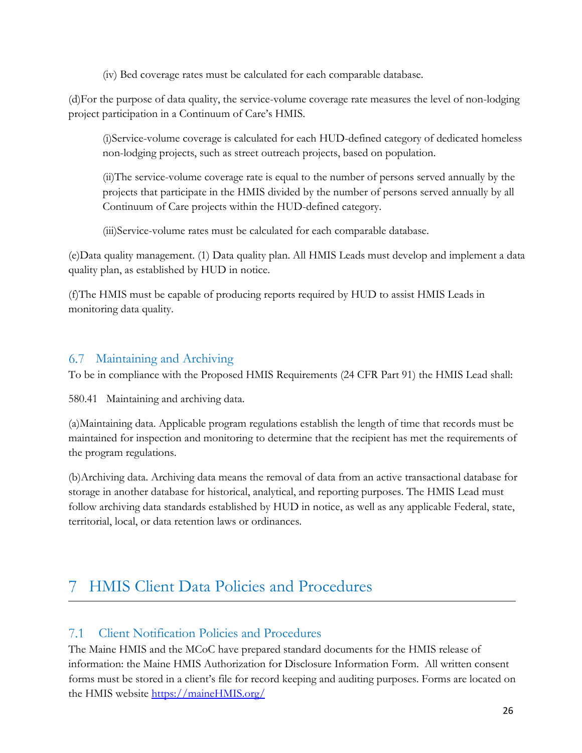(iv) Bed coverage rates must be calculated for each comparable database.

(d)For the purpose of data quality, the service-volume coverage rate measures the level of non-lodging project participation in a Continuum of Care's HMIS.

(i)Service-volume coverage is calculated for each HUD-defined category of dedicated homeless non-lodging projects, such as street outreach projects, based on population.

(ii)The service-volume coverage rate is equal to the number of persons served annually by the projects that participate in the HMIS divided by the number of persons served annually by all Continuum of Care projects within the HUD-defined category.

(iii)Service-volume rates must be calculated for each comparable database.

(e)Data quality management. (1) Data quality plan. All HMIS Leads must develop and implement a data quality plan, as established by HUD in notice.

(f)The HMIS must be capable of producing reports required by HUD to assist HMIS Leads in monitoring data quality.

## 6.7 Maintaining and Archiving

To be in compliance with the Proposed HMIS Requirements (24 CFR Part 91) the HMIS Lead shall:

580.41 Maintaining and archiving data.

(a)Maintaining data. Applicable program regulations establish the length of time that records must be maintained for inspection and monitoring to determine that the recipient has met the requirements of the program regulations.

(b)Archiving data. Archiving data means the removal of data from an active transactional database for storage in another database for historical, analytical, and reporting purposes. The HMIS Lead must follow archiving data standards established by HUD in notice, as well as any applicable Federal, state, territorial, local, or data retention laws or ordinances.

# 7 HMIS Client Data Policies and Procedures

## 7.1 Client Notification Policies and Procedures

The Maine HMIS and the MCoC have prepared standard documents for the HMIS release of information: the Maine HMIS Authorization for Disclosure Information Form. All written consent forms must be stored in a client's file for record keeping and auditing purposes. Forms are located on the HMIS website https://maineHMIS.org/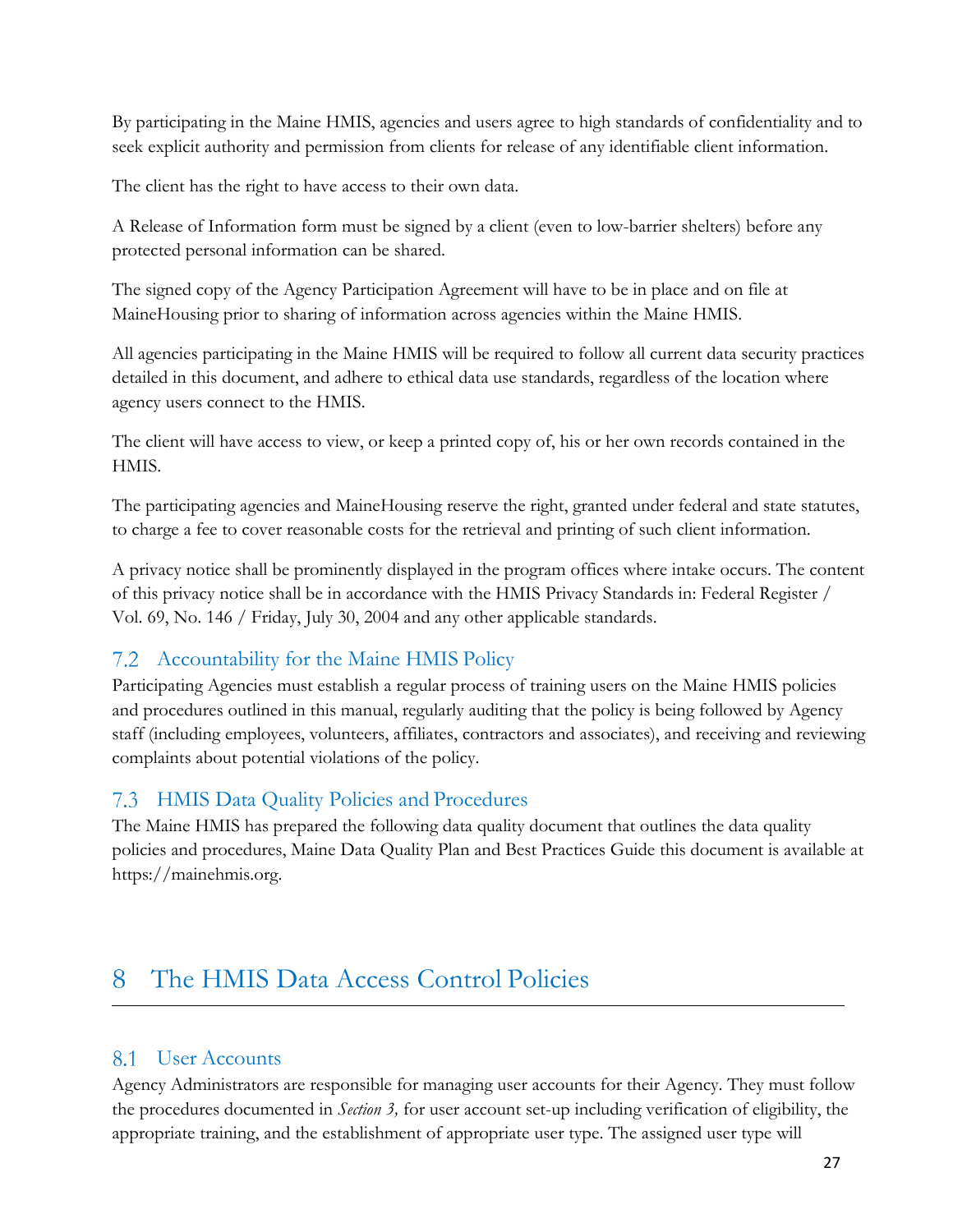By participating in the Maine HMIS, agencies and users agree to high standards of confidentiality and to seek explicit authority and permission from clients for release of any identifiable client information.

The client has the right to have access to their own data.

A Release of Information form must be signed by a client (even to low-barrier shelters) before any protected personal information can be shared.

The signed copy of the Agency Participation Agreement will have to be in place and on file at MaineHousing prior to sharing of information across agencies within the Maine HMIS.

All agencies participating in the Maine HMIS will be required to follow all current data security practices detailed in this document, and adhere to ethical data use standards, regardless of the location where agency users connect to the HMIS.

The client will have access to view, or keep a printed copy of, his or her own records contained in the HMIS.

The participating agencies and MaineHousing reserve the right, granted under federal and state statutes, to charge a fee to cover reasonable costs for the retrieval and printing of such client information.

A privacy notice shall be prominently displayed in the program offices where intake occurs. The content of this privacy notice shall be in accordance with the HMIS Privacy Standards in: Federal Register / Vol. 69, No. 146 / Friday, July 30, 2004 and any other applicable standards.

### 7.2 Accountability for the Maine HMIS Policy

Participating Agencies must establish a regular process of training users on the Maine HMIS policies and procedures outlined in this manual, regularly auditing that the policy is being followed by Agency staff (including employees, volunteers, affiliates, contractors and associates), and receiving and reviewing complaints about potential violations of the policy.

### 7.3 HMIS Data Quality Policies and Procedures

The Maine HMIS has prepared the following data quality document that outlines the data quality policies and procedures, Maine Data Quality Plan and Best Practices Guide this document is available at https://mainehmis.org.

## 8 The HMIS Data Access Control Policies

### 8.1 User Accounts

Agency Administrators are responsible for managing user accounts for their Agency. They must follow the procedures documented in *Section 3,* for user account set-up including verification of eligibility, the appropriate training, and the establishment of appropriate user type. The assigned user type will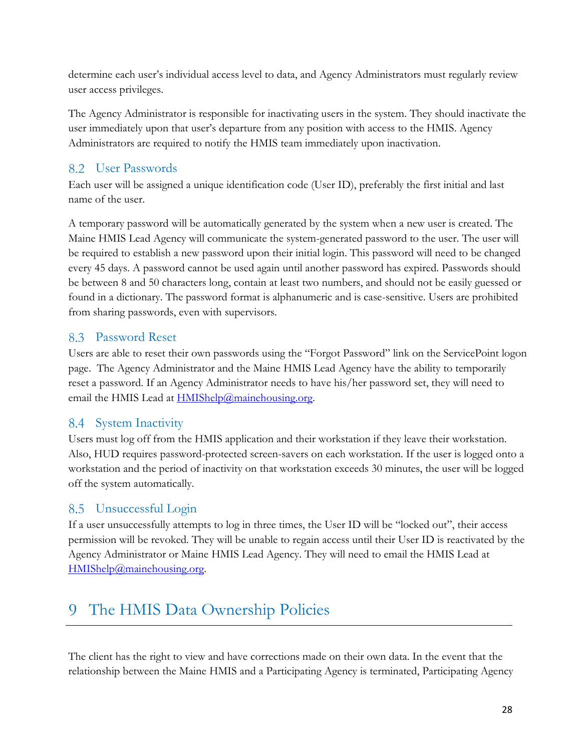determine each user's individual access level to data, and Agency Administrators must regularly review user access privileges.

The Agency Administrator is responsible for inactivating users in the system. They should inactivate the user immediately upon that user's departure from any position with access to the HMIS. Agency Administrators are required to notify the HMIS team immediately upon inactivation.

## 8.2 User Passwords

Each user will be assigned a unique identification code (User ID), preferably the first initial and last name of the user.

A temporary password will be automatically generated by the system when a new user is created. The Maine HMIS Lead Agency will communicate the system-generated password to the user. The user will be required to establish a new password upon their initial login. This password will need to be changed every 45 days. A password cannot be used again until another password has expired. Passwords should be between 8 and 50 characters long, contain at least two numbers, and should not be easily guessed or found in a dictionary. The password format is alphanumeric and is case-sensitive. Users are prohibited from sharing passwords, even with supervisors.

## 8.3 Password Reset

Users are able to reset their own passwords using the "Forgot Password" link on the ServicePoint logon page. The Agency Administrator and the Maine HMIS Lead Agency have the ability to temporarily reset a password. If an Agency Administrator needs to have his/her password set, they will need to email the HMIS Lead at [HMIShelp@mainehousing.org](mailto:HMIShelp@mainehousing.org).

## 8.4 System Inactivity

Users must log off from the HMIS application and their workstation if they leave their workstation. Also, HUD requires password-protected screen-savers on each workstation. If the user is logged onto a workstation and the period of inactivity on that workstation exceeds 30 minutes, the user will be logged off the system automatically.

## 8.5 Unsuccessful Login

If a user unsuccessfully attempts to log in three times, the User ID will be "locked out", their access permission will be revoked. They will be unable to regain access until their User ID is reactivated by the Agency Administrator or Maine HMIS Lead Agency. They will need to email the HMIS Lead at [HMIShelp@mainehousing.org](mailto:HMIShelp@mainehousing.org).

# 9 The HMIS Data Ownership Policies

The client has the right to view and have corrections made on their own data. In the event that the relationship between the Maine HMIS and a Participating Agency is terminated, Participating Agency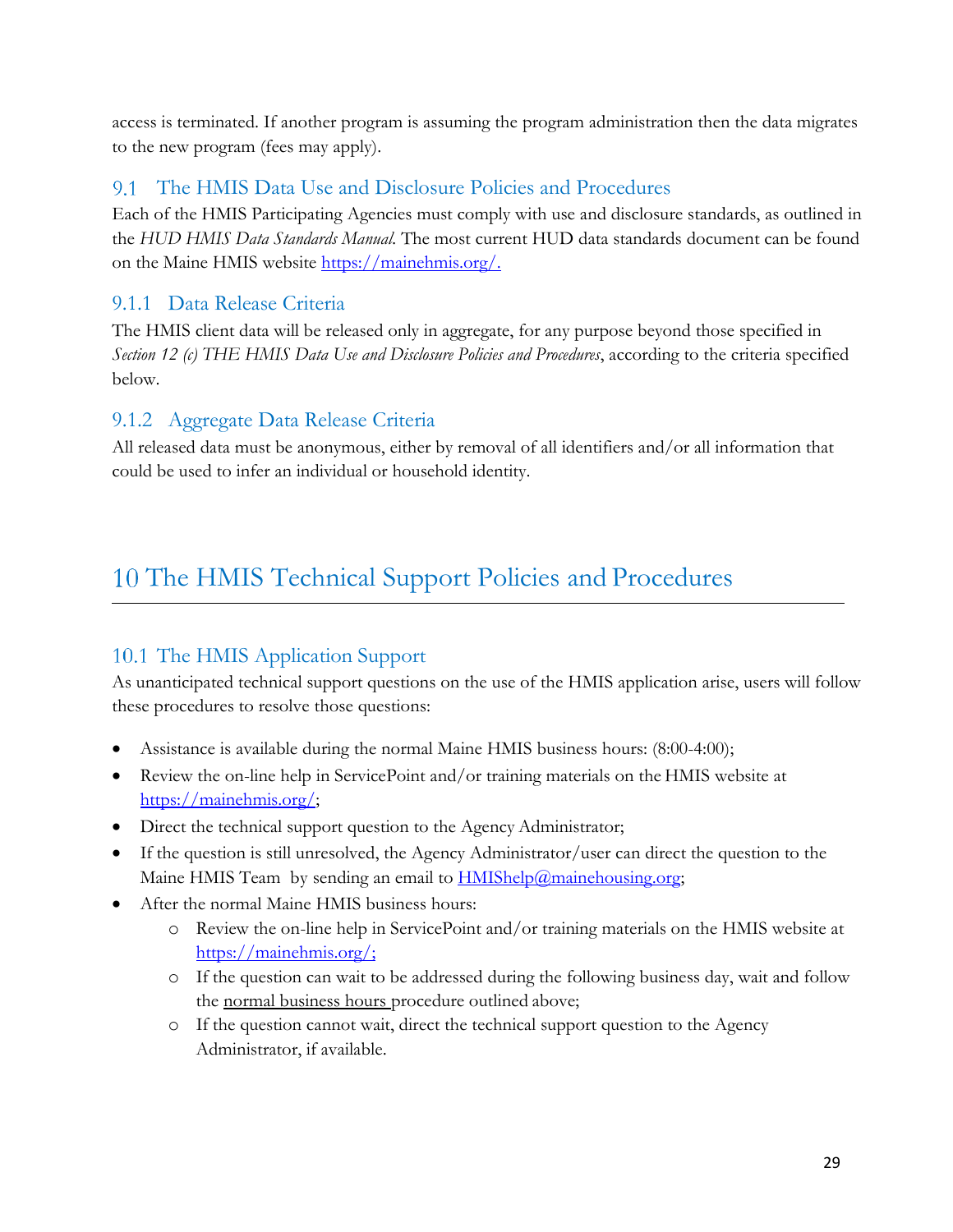access is terminated. If another program is assuming the program administration then the data migrates to the new program (fees may apply).

## 9.1 The HMIS Data Use and Disclosure Policies and Procedures

Each of the HMIS Participating Agencies must comply with use and disclosure standards, as outlined in the *HUD HMIS Data Standards Manual*. The most current HUD data standards document can be found on the Maine HMIS website https://mainehmis.org/.

### 9.1.1 Data Release Criteria

The HMIS client data will be released only in aggregate, for any purpose beyond those specified in *Section 12 (c) THE HMIS Data Use and Disclosure Policies and Procedures*, according to the criteria specified below.

### 9.1.2 Aggregate Data Release Criteria

All released data must be anonymous, either by removal of all identifiers and/or all information that could be used to infer an individual or household identity.

# 10 The HMIS Technical Support Policies and Procedures

## 10.1 The HMIS Application Support

As unanticipated technical support questions on the use of the HMIS application arise, users will follow these procedures to resolve those questions:

- Assistance is available during the normal Maine HMIS business hours: (8:00-4:00);
- Review the on-line help in ServicePoint and/or training materials on the HMIS website at https://mainehmis.org/;
- Direct the technical support question to the Agency Administrator;
- If the question is still unresolved, the Agency Administrator/user can direct the question to the Maine HMIS Team by sending an email to HMIShelp@mainehousing.org;
- After the normal Maine HMIS business hours:
    - Review the on-line help in ServicePoint and/or training materials on the HMIS website at https://mainehmis.org/;
    - If the question can wait to be addressed during the following business day, wait and follow the normal business hours procedure outlined above;
    - If the question cannot wait, direct the technical support question to the Agency Administrator, if available.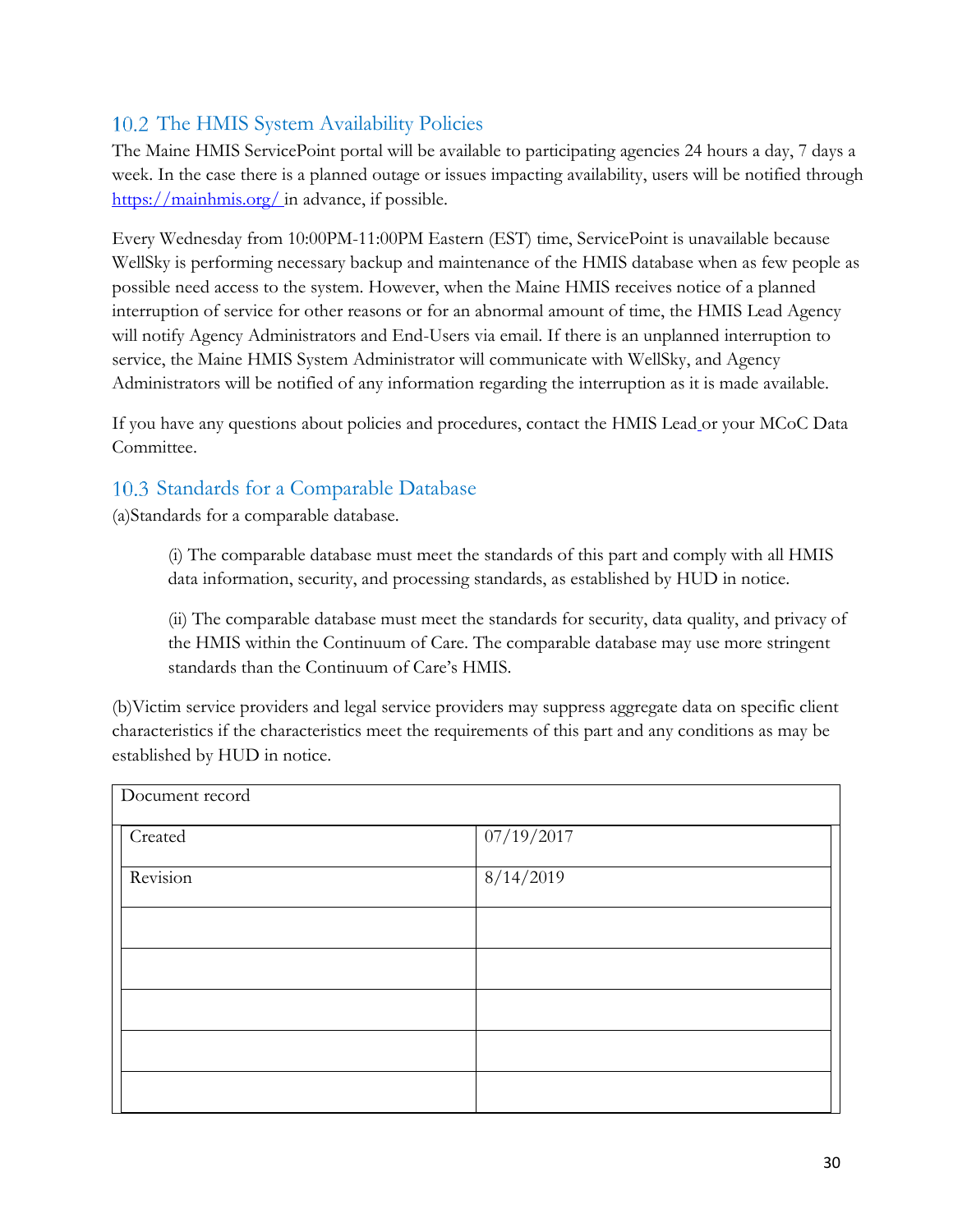## 10.2 The HMIS System Availability Policies

The Maine HMIS ServicePoint portal will be available to participating agencies 24 hours a day, 7 days a week. In the case there is a planned outage or issues impacting availability, users will be notified through https://mainhmis.org/ in advance, if possible.

Every Wednesday from 10:00PM-11:00PM Eastern (EST) time, ServicePoint is unavailable because WellSky is performing necessary backup and maintenance of the HMIS database when as few people as possible need access to the system. However, when the Maine HMIS receives notice of a planned interruption of service for other reasons or for an abnormal amount of time, the HMIS Lead Agency will notify Agency Administrators and End-Users via email. If there is an unplanned interruption to service, the Maine HMIS System Administrator will communicate with WellSky, and Agency Administrators will be notified of any information regarding the interruption as it is made available.

If you have any questions about policies and procedures, contact the HMIS Lead or your MCoC Data Committee.

## 10.3 Standards for a Comparable Database

(a)Standards for a comparable database.

(i) The comparable database must meet the standards of this part and comply with all HMIS data information, security, and processing standards, as established by HUD in notice.

(ii) The comparable database must meet the standards for security, data quality, and privacy of the HMIS within the Continuum of Care. The comparable database may use more stringent standards than the Continuum of Care's HMIS.

(b)Victim service providers and legal service providers may suppress aggregate data on specific client characteristics if the characteristics meet the requirements of this part and any conditions as may be established by HUD in notice.

| Document record | |
|---|---|
| Created | 07/19/2017 |
| Revision | 8/14/2019 |
| | |
| | |
| | |
| | |
| | |